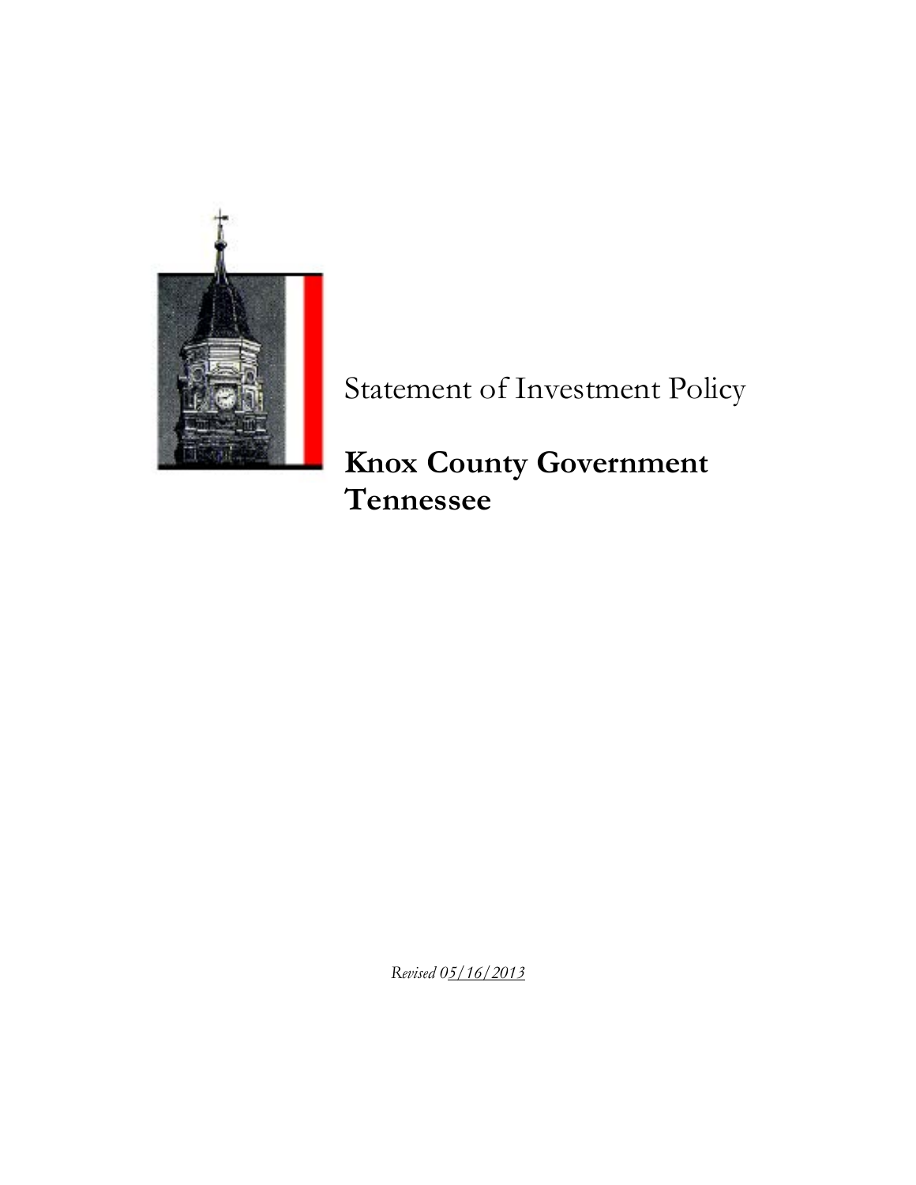# Statement of Investment Policy

## **Knox County Government Tennessee**

*Revised 05/16/2013*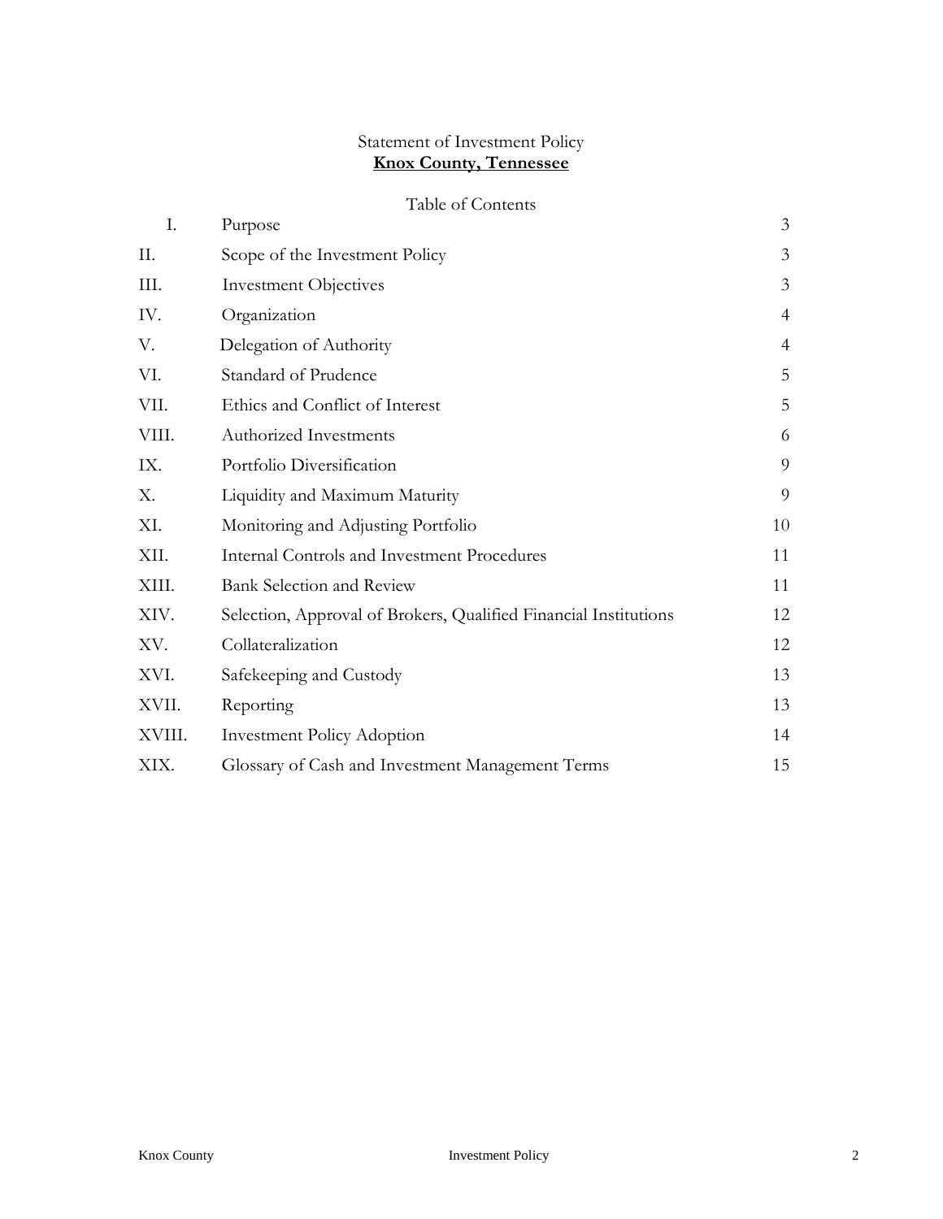Statement of Investment Policy

**Knox County, Tennessee**

Table of Contents

| | | |
|---|---|---|
| I. | Purpose | 3 |
| II. | Scope of the Investment Policy | 3 |
| III. | Investment Objectives | 3 |
| IV. | Organization | 4 |
| V. | Delegation of Authority | 4 |
| VI. | Standard of Prudence | 5 |
| VII. | Ethics and Conflict of Interest | 5 |
| VIII. | Authorized Investments | 6 |
| IX. | Portfolio Diversification | 9 |
| X. | Liquidity and Maximum Maturity | 9 |
| XI. | Monitoring and Adjusting Portfolio | 10 |
| XII. | Internal Controls and Investment Procedures | 11 |
| XIII. | Bank Selection and Review | 11 |
| XIV. | Selection, Approval of Brokers, Qualified Financial Institutions | 12 |
| XV. | Collateralization | 12 |
| XVI. | Safekeeping and Custody | 13 |
| XVII. | Reporting | 13 |
| XVIII. | Investment Policy Adoption | 14 |
| XIX. | Glossary of Cash and Investment Management Terms | 15 |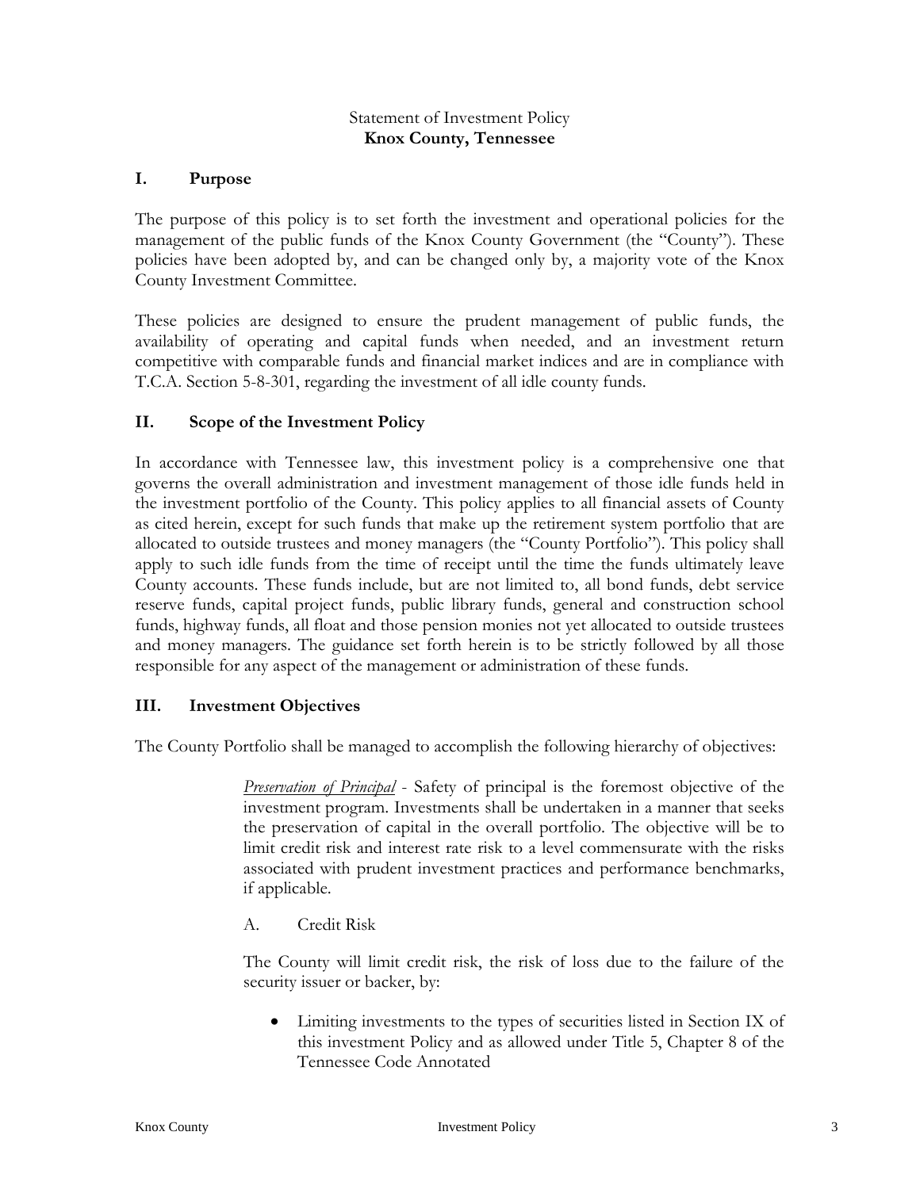Statement of Investment Policy
**Knox County, Tennessee**

## I. Purpose

The purpose of this policy is to set forth the investment and operational policies for the management of the public funds of the Knox County Government (the "County"). These policies have been adopted by, and can be changed only by, a majority vote of the Knox County Investment Committee.

These policies are designed to ensure the prudent management of public funds, the availability of operating and capital funds when needed, and an investment return competitive with comparable funds and financial market indices and are in compliance with T.C.A. Section 5-8-301, regarding the investment of all idle county funds.

## II. Scope of the Investment Policy

In accordance with Tennessee law, this investment policy is a comprehensive one that governs the overall administration and investment management of those idle funds held in the investment portfolio of the County. This policy applies to all financial assets of County as cited herein, except for such funds that make up the retirement system portfolio that are allocated to outside trustees and money managers (the "County Portfolio"). This policy shall apply to such idle funds from the time of receipt until the time the funds ultimately leave County accounts. These funds include, but are not limited to, all bond funds, debt service reserve funds, capital project funds, public library funds, general and construction school funds, highway funds, all float and those pension monies not yet allocated to outside trustees and money managers. The guidance set forth herein is to be strictly followed by all those responsible for any aspect of the management or administration of these funds.

## III. Investment Objectives

The County Portfolio shall be managed to accomplish the following hierarchy of objectives:

*Preservation of Principal* - Safety of principal is the foremost objective of the investment program. Investments shall be undertaken in a manner that seeks the preservation of capital in the overall portfolio. The objective will be to limit credit risk and interest rate risk to a level commensurate with the risks associated with prudent investment practices and performance benchmarks, if applicable.

A. Credit Risk

The County will limit credit risk, the risk of loss due to the failure of the security issuer or backer, by:

- Limiting investments to the types of securities listed in Section IX of this investment Policy and as allowed under Title 5, Chapter 8 of the Tennessee Code Annotated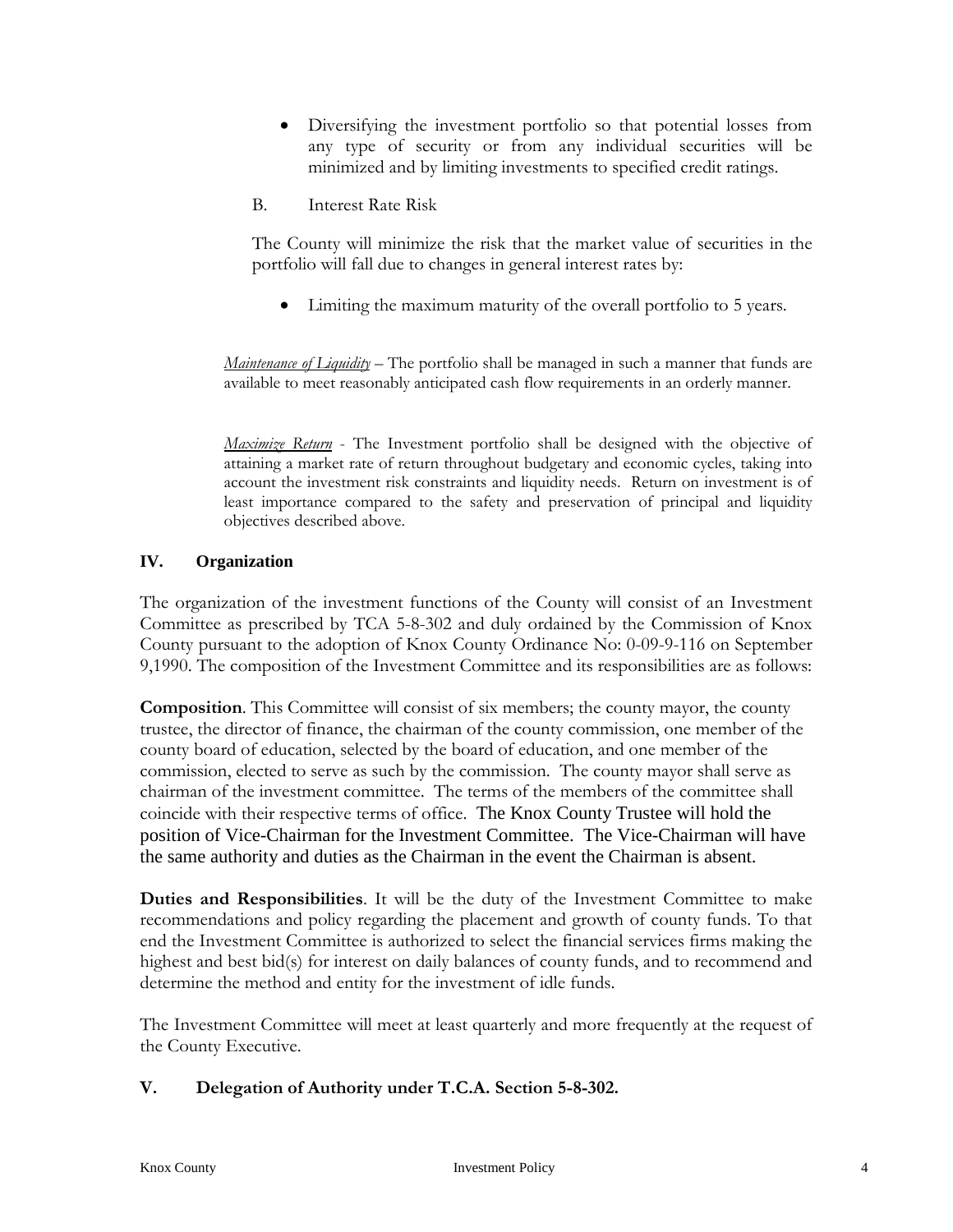- Diversifying the investment portfolio so that potential losses from any type of security or from any individual securities will be minimized and by limiting investments to specified credit ratings.

B. Interest Rate Risk

The County will minimize the risk that the market value of securities in the portfolio will fall due to changes in general interest rates by:

- Limiting the maximum maturity of the overall portfolio to 5 years.

*Maintenance of Liquidity* – The portfolio shall be managed in such a manner that funds are available to meet reasonably anticipated cash flow requirements in an orderly manner.

*Maximize Return* - The Investment portfolio shall be designed with the objective of attaining a market rate of return throughout budgetary and economic cycles, taking into account the investment risk constraints and liquidity needs. Return on investment is of least importance compared to the safety and preservation of principal and liquidity objectives described above.

## IV. Organization

The organization of the investment functions of the County will consist of an Investment Committee as prescribed by TCA 5-8-302 and duly ordained by the Commission of Knox County pursuant to the adoption of Knox County Ordinance No: 0-09-9-116 on September 9,1990. The composition of the Investment Committee and its responsibilities are as follows:

**Composition**. This Committee will consist of six members; the county mayor, the county trustee, the director of finance, the chairman of the county commission, one member of the county board of education, selected by the board of education, and one member of the commission, elected to serve as such by the commission. The county mayor shall serve as chairman of the investment committee. The terms of the members of the committee shall coincide with their respective terms of office. The Knox County Trustee will hold the position of Vice-Chairman for the Investment Committee. The Vice-Chairman will have the same authority and duties as the Chairman in the event the Chairman is absent.

**Duties and Responsibilities**. It will be the duty of the Investment Committee to make recommendations and policy regarding the placement and growth of county funds. To that end the Investment Committee is authorized to select the financial services firms making the highest and best bid(s) for interest on daily balances of county funds, and to recommend and determine the method and entity for the investment of idle funds.

The Investment Committee will meet at least quarterly and more frequently at the request of the County Executive.

## V. Delegation of Authority under T.C.A. Section 5-8-302.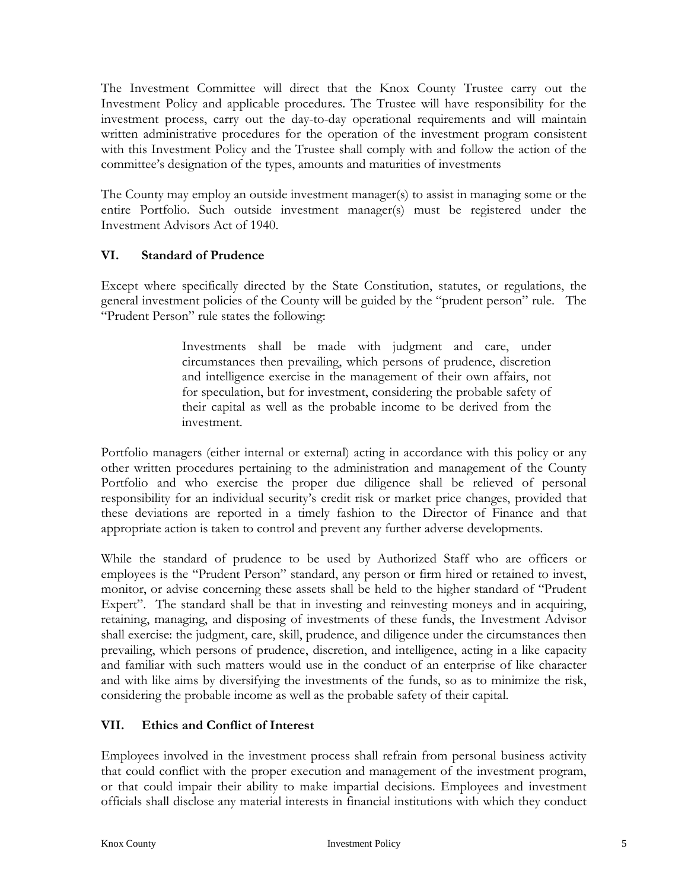The Investment Committee will direct that the Knox County Trustee carry out the Investment Policy and applicable procedures. The Trustee will have responsibility for the investment process, carry out the day-to-day operational requirements and will maintain written administrative procedures for the operation of the investment program consistent with this Investment Policy and the Trustee shall comply with and follow the action of the committee's designation of the types, amounts and maturities of investments

The County may employ an outside investment manager(s) to assist in managing some or the entire Portfolio. Such outside investment manager(s) must be registered under the Investment Advisors Act of 1940.

## VI. Standard of Prudence

Except where specifically directed by the State Constitution, statutes, or regulations, the general investment policies of the County will be guided by the "prudent person" rule. The "Prudent Person" rule states the following:

> Investments shall be made with judgment and care, under circumstances then prevailing, which persons of prudence, discretion and intelligence exercise in the management of their own affairs, not for speculation, but for investment, considering the probable safety of their capital as well as the probable income to be derived from the investment.

Portfolio managers (either internal or external) acting in accordance with this policy or any other written procedures pertaining to the administration and management of the County Portfolio and who exercise the proper due diligence shall be relieved of personal responsibility for an individual security's credit risk or market price changes, provided that these deviations are reported in a timely fashion to the Director of Finance and that appropriate action is taken to control and prevent any further adverse developments.

While the standard of prudence to be used by Authorized Staff who are officers or employees is the "Prudent Person" standard, any person or firm hired or retained to invest, monitor, or advise concerning these assets shall be held to the higher standard of "Prudent Expert". The standard shall be that in investing and reinvesting moneys and in acquiring, retaining, managing, and disposing of investments of these funds, the Investment Advisor shall exercise: the judgment, care, skill, prudence, and diligence under the circumstances then prevailing, which persons of prudence, discretion, and intelligence, acting in a like capacity and familiar with such matters would use in the conduct of an enterprise of like character and with like aims by diversifying the investments of the funds, so as to minimize the risk, considering the probable income as well as the probable safety of their capital.

## VII. Ethics and Conflict of Interest

Employees involved in the investment process shall refrain from personal business activity that could conflict with the proper execution and management of the investment program, or that could impair their ability to make impartial decisions. Employees and investment officials shall disclose any material interests in financial institutions with which they conduct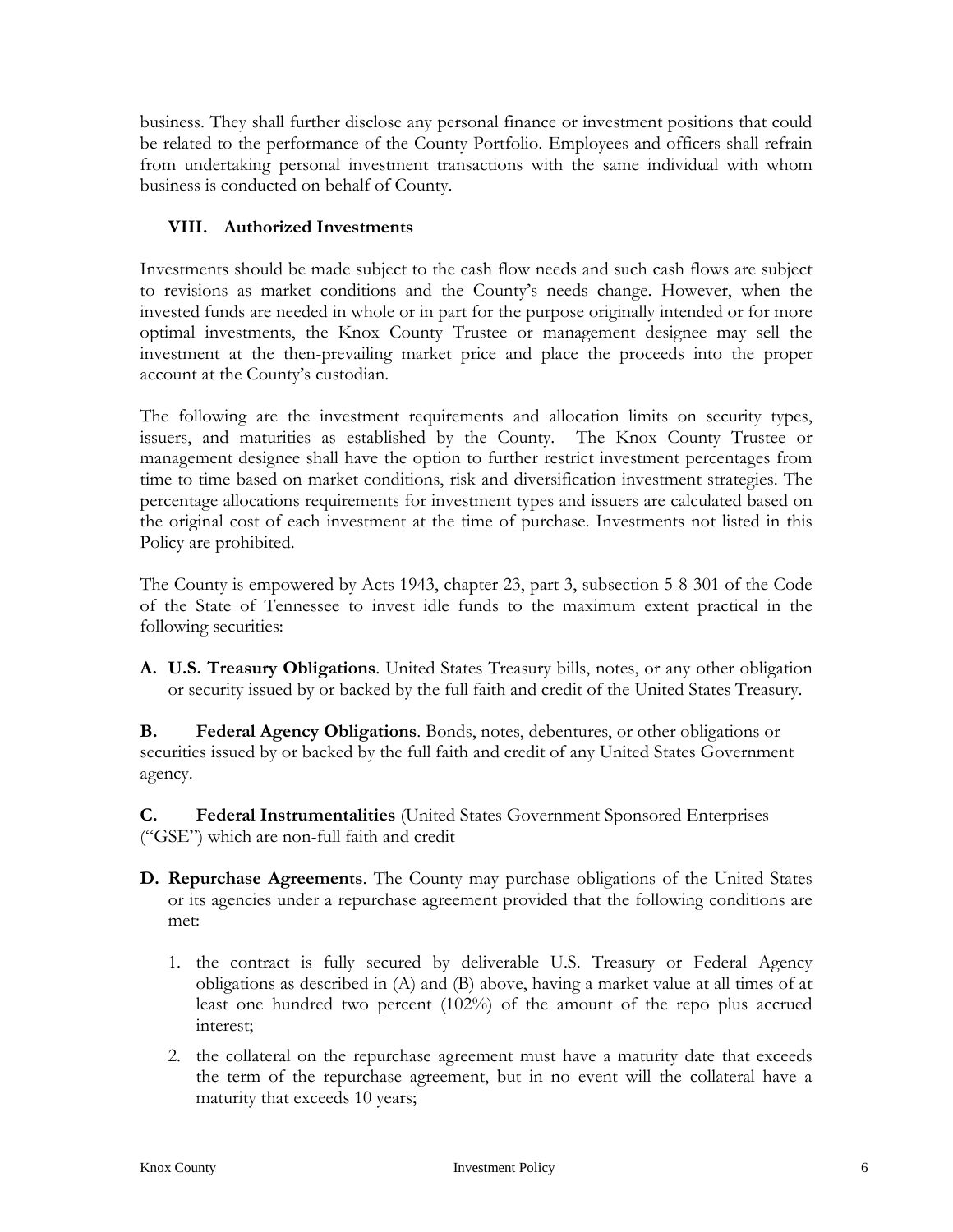business. They shall further disclose any personal finance or investment positions that could be related to the performance of the County Portfolio. Employees and officers shall refrain from undertaking personal investment transactions with the same individual with whom business is conducted on behalf of County.

## VIII. Authorized Investments

Investments should be made subject to the cash flow needs and such cash flows are subject to revisions as market conditions and the County's needs change. However, when the invested funds are needed in whole or in part for the purpose originally intended or for more optimal investments, the Knox County Trustee or management designee may sell the investment at the then-prevailing market price and place the proceeds into the proper account at the County's custodian.

The following are the investment requirements and allocation limits on security types, issuers, and maturities as established by the County. The Knox County Trustee or management designee shall have the option to further restrict investment percentages from time to time based on market conditions, risk and diversification investment strategies. The percentage allocations requirements for investment types and issuers are calculated based on the original cost of each investment at the time of purchase. Investments not listed in this Policy are prohibited.

The County is empowered by Acts 1943, chapter 23, part 3, subsection 5-8-301 of the Code of the State of Tennessee to invest idle funds to the maximum extent practical in the following securities:

**A. U.S. Treasury Obligations**. United States Treasury bills, notes, or any other obligation or security issued by or backed by the full faith and credit of the United States Treasury.

**B. Federal Agency Obligations**. Bonds, notes, debentures, or other obligations or securities issued by or backed by the full faith and credit of any United States Government agency.

**C. Federal Instrumentalities** (United States Government Sponsored Enterprises ("GSE") which are non-full faith and credit

**D. Repurchase Agreements**. The County may purchase obligations of the United States or its agencies under a repurchase agreement provided that the following conditions are met:

1. the contract is fully secured by deliverable U.S. Treasury or Federal Agency obligations as described in (A) and (B) above, having a market value at all times of at least one hundred two percent (102%) of the amount of the repo plus accrued interest;
2. the collateral on the repurchase agreement must have a maturity date that exceeds the term of the repurchase agreement, but in no event will the collateral have a maturity that exceeds 10 years;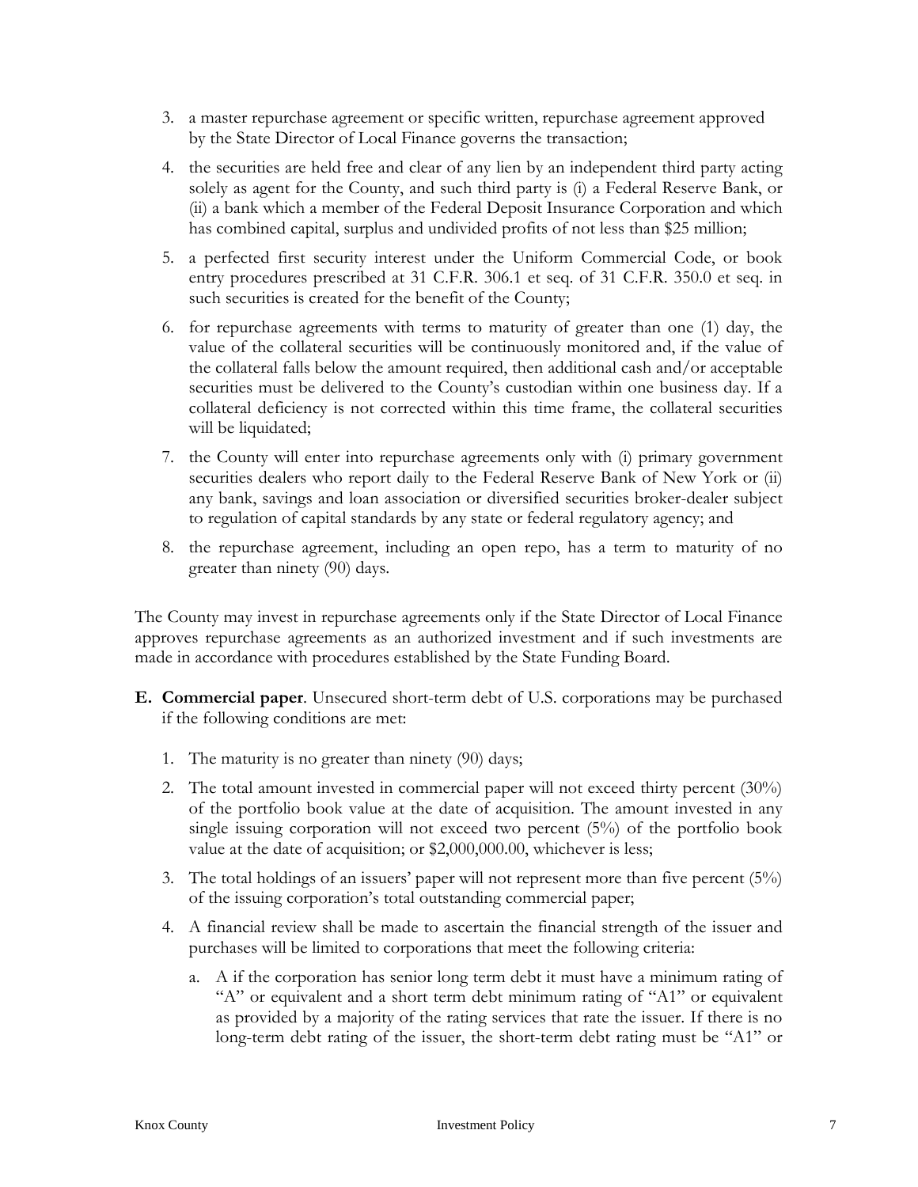3. a master repurchase agreement or specific written, repurchase agreement approved by the State Director of Local Finance governs the transaction;
4. the securities are held free and clear of any lien by an independent third party acting solely as agent for the County, and such third party is (i) a Federal Reserve Bank, or (ii) a bank which a member of the Federal Deposit Insurance Corporation and which has combined capital, surplus and undivided profits of not less than $25 million;
5. a perfected first security interest under the Uniform Commercial Code, or book entry procedures prescribed at 31 C.F.R. 306.1 et seq. of 31 C.F.R. 350.0 et seq. in such securities is created for the benefit of the County;
6. for repurchase agreements with terms to maturity of greater than one (1) day, the value of the collateral securities will be continuously monitored and, if the value of the collateral falls below the amount required, then additional cash and/or acceptable securities must be delivered to the County's custodian within one business day. If a collateral deficiency is not corrected within this time frame, the collateral securities will be liquidated;
7. the County will enter into repurchase agreements only with (i) primary government securities dealers who report daily to the Federal Reserve Bank of New York or (ii) any bank, savings and loan association or diversified securities broker-dealer subject to regulation of capital standards by any state or federal regulatory agency; and
8. the repurchase agreement, including an open repo, has a term to maturity of no greater than ninety (90) days.

The County may invest in repurchase agreements only if the State Director of Local Finance approves repurchase agreements as an authorized investment and if such investments are made in accordance with procedures established by the State Funding Board.

**E. Commercial paper**. Unsecured short-term debt of U.S. corporations may be purchased if the following conditions are met:

1. The maturity is no greater than ninety (90) days;
2. The total amount invested in commercial paper will not exceed thirty percent (30%) of the portfolio book value at the date of acquisition. The amount invested in any single issuing corporation will not exceed two percent (5%) of the portfolio book value at the date of acquisition; or $2,000,000.00, whichever is less;
3. The total holdings of an issuers' paper will not represent more than five percent (5%) of the issuing corporation's total outstanding commercial paper;
4. A financial review shall be made to ascertain the financial strength of the issuer and purchases will be limited to corporations that meet the following criteria:
   a. A if the corporation has senior long term debt it must have a minimum rating of "A" or equivalent and a short term debt minimum rating of "A1" or equivalent as provided by a majority of the rating services that rate the issuer. If there is no long-term debt rating of the issuer, the short-term debt rating must be "A1" or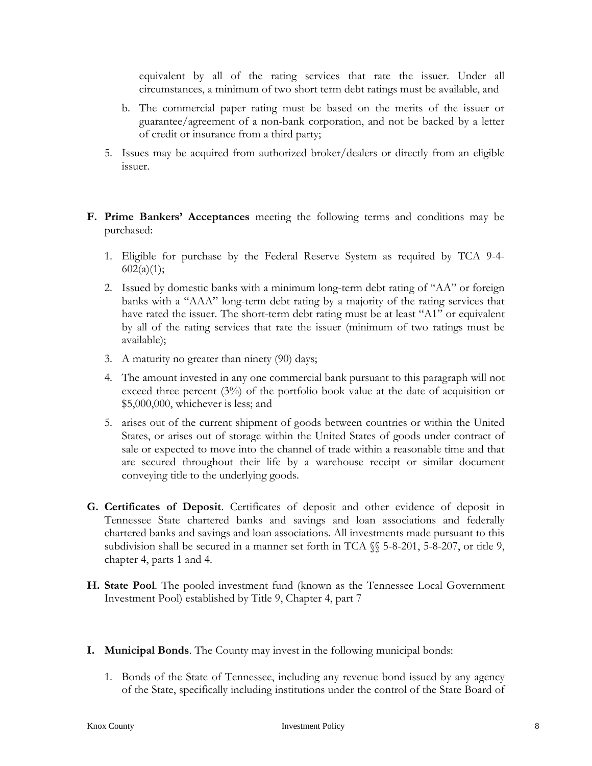equivalent by all of the rating services that rate the issuer. Under all circumstances, a minimum of two short term debt ratings must be available, and

  b. The commercial paper rating must be based on the merits of the issuer or guarantee/agreement of a non-bank corporation, and not be backed by a letter of credit or insurance from a third party;

5. Issues may be acquired from authorized broker/dealers or directly from an eligible issuer.

**F. Prime Bankers' Acceptances** meeting the following terms and conditions may be purchased:

1. Eligible for purchase by the Federal Reserve System as required by TCA 9-4-602(a)(1);
2. Issued by domestic banks with a minimum long-term debt rating of "AA" or foreign banks with a "AAA" long-term debt rating by a majority of the rating services that have rated the issuer. The short-term debt rating must be at least "A1" or equivalent by all of the rating services that rate the issuer (minimum of two ratings must be available);
3. A maturity no greater than ninety (90) days;
4. The amount invested in any one commercial bank pursuant to this paragraph will not exceed three percent (3%) of the portfolio book value at the date of acquisition or $5,000,000, whichever is less; and
5. arises out of the current shipment of goods between countries or within the United States, or arises out of storage within the United States of goods under contract of sale or expected to move into the channel of trade within a reasonable time and that are secured throughout their life by a warehouse receipt or similar document conveying title to the underlying goods.

**G. Certificates of Deposit**. Certificates of deposit and other evidence of deposit in Tennessee State chartered banks and savings and loan associations and federally chartered banks and savings and loan associations. All investments made pursuant to this subdivision shall be secured in a manner set forth in TCA §§ 5-8-201, 5-8-207, or title 9, chapter 4, parts 1 and 4.

**H. State Pool**. The pooled investment fund (known as the Tennessee Local Government Investment Pool) established by Title 9, Chapter 4, part 7

**I. Municipal Bonds**. The County may invest in the following municipal bonds:

1. Bonds of the State of Tennessee, including any revenue bond issued by any agency of the State, specifically including institutions under the control of the State Board of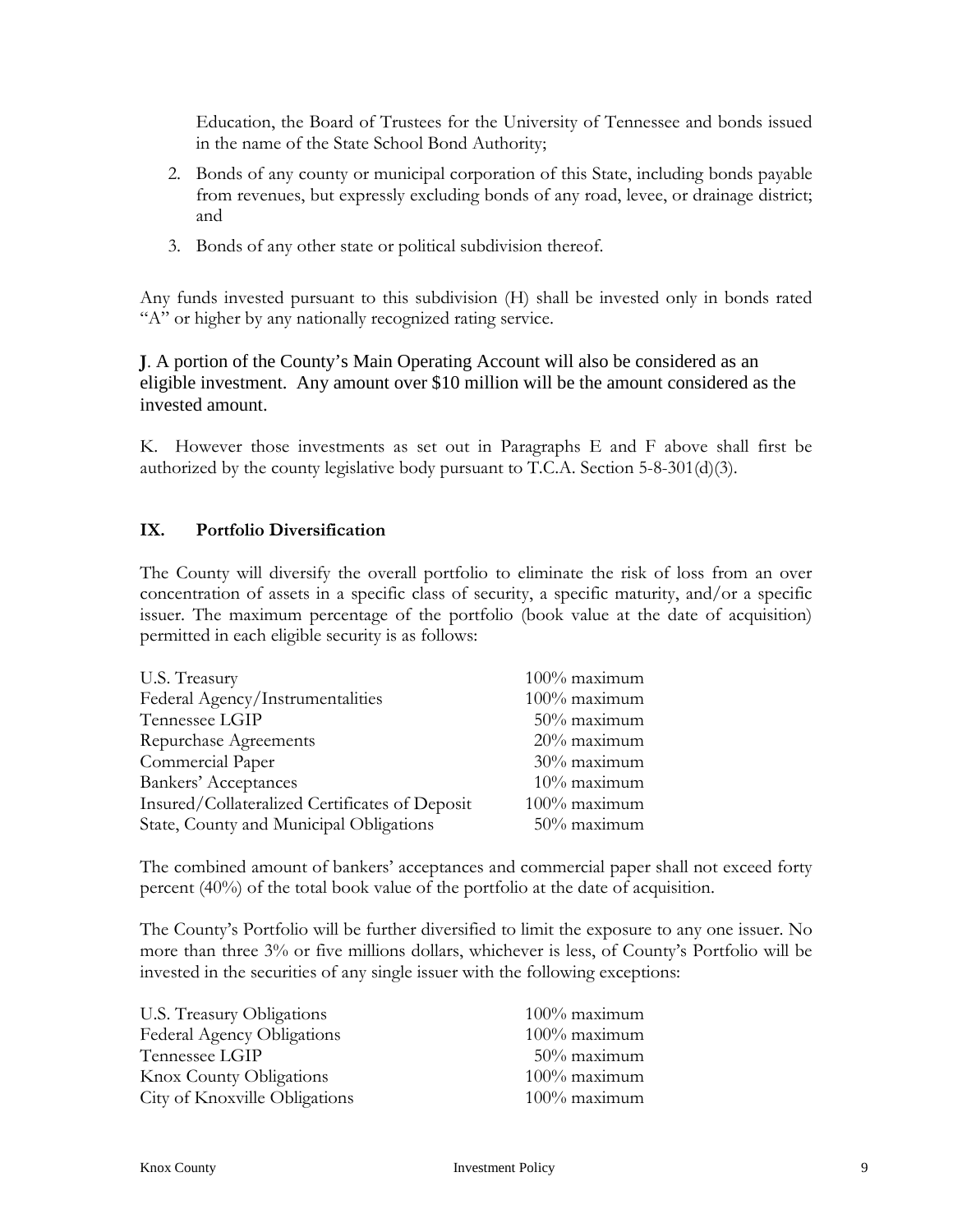Education, the Board of Trustees for the University of Tennessee and bonds issued in the name of the State School Bond Authority;

2. Bonds of any county or municipal corporation of this State, including bonds payable from revenues, but expressly excluding bonds of any road, levee, or drainage district; and
3. Bonds of any other state or political subdivision thereof.

Any funds invested pursuant to this subdivision (H) shall be invested only in bonds rated "A" or higher by any nationally recognized rating service.

**J**. A portion of the County's Main Operating Account will also be considered as an eligible investment. Any amount over $10 million will be the amount considered as the invested amount.

K. However those investments as set out in Paragraphs E and F above shall first be authorized by the county legislative body pursuant to T.C.A. Section 5-8-301(d)(3).

## IX. Portfolio Diversification

The County will diversify the overall portfolio to eliminate the risk of loss from an over concentration of assets in a specific class of security, a specific maturity, and/or a specific issuer. The maximum percentage of the portfolio (book value at the date of acquisition) permitted in each eligible security is as follows:

| | |
|---|---|
| U.S. Treasury | 100% maximum |
| Federal Agency/Instrumentalities | 100% maximum |
| Tennessee LGIP | 50% maximum |
| Repurchase Agreements | 20% maximum |
| Commercial Paper | 30% maximum |
| Bankers' Acceptances | 10% maximum |
| Insured/Collateralized Certificates of Deposit | 100% maximum |
| State, County and Municipal Obligations | 50% maximum |

The combined amount of bankers' acceptances and commercial paper shall not exceed forty percent (40%) of the total book value of the portfolio at the date of acquisition.

The County's Portfolio will be further diversified to limit the exposure to any one issuer. No more than three 3% or five millions dollars, whichever is less, of County's Portfolio will be invested in the securities of any single issuer with the following exceptions:

| | |
|---|---|
| U.S. Treasury Obligations | 100% maximum |
| Federal Agency Obligations | 100% maximum |
| Tennessee LGIP | 50% maximum |
| Knox County Obligations | 100% maximum |
| City of Knoxville Obligations | 100% maximum |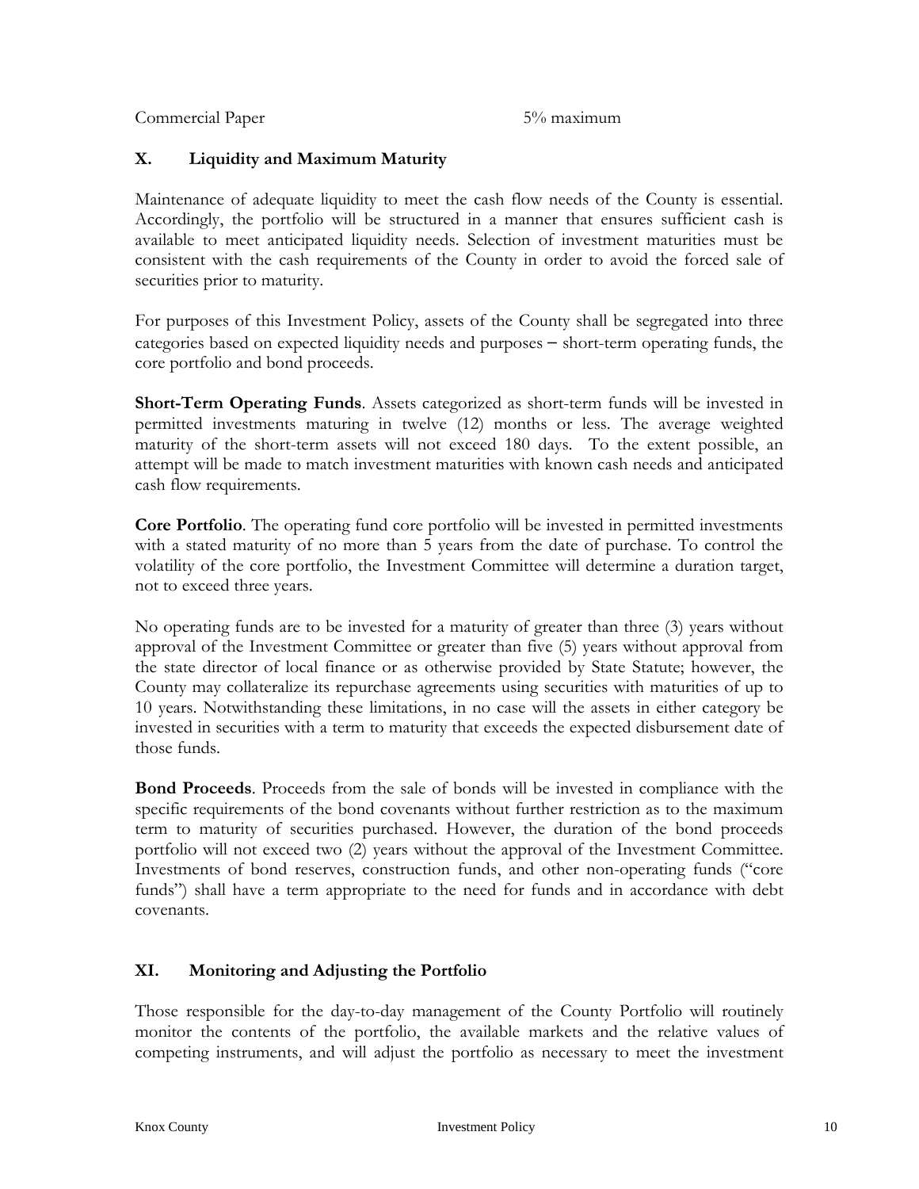| Commercial Paper | 5% maximum |
|---|---|

## X. Liquidity and Maximum Maturity

Maintenance of adequate liquidity to meet the cash flow needs of the County is essential. Accordingly, the portfolio will be structured in a manner that ensures sufficient cash is available to meet anticipated liquidity needs. Selection of investment maturities must be consistent with the cash requirements of the County in order to avoid the forced sale of securities prior to maturity.

For purposes of this Investment Policy, assets of the County shall be segregated into three categories based on expected liquidity needs and purposes – short-term operating funds, the core portfolio and bond proceeds.

**Short-Term Operating Funds**. Assets categorized as short-term funds will be invested in permitted investments maturing in twelve (12) months or less. The average weighted maturity of the short-term assets will not exceed 180 days. To the extent possible, an attempt will be made to match investment maturities with known cash needs and anticipated cash flow requirements.

**Core Portfolio**. The operating fund core portfolio will be invested in permitted investments with a stated maturity of no more than 5 years from the date of purchase. To control the volatility of the core portfolio, the Investment Committee will determine a duration target, not to exceed three years.

No operating funds are to be invested for a maturity of greater than three (3) years without approval of the Investment Committee or greater than five (5) years without approval from the state director of local finance or as otherwise provided by State Statute; however, the County may collateralize its repurchase agreements using securities with maturities of up to 10 years. Notwithstanding these limitations, in no case will the assets in either category be invested in securities with a term to maturity that exceeds the expected disbursement date of those funds.

**Bond Proceeds**. Proceeds from the sale of bonds will be invested in compliance with the specific requirements of the bond covenants without further restriction as to the maximum term to maturity of securities purchased. However, the duration of the bond proceeds portfolio will not exceed two (2) years without the approval of the Investment Committee. Investments of bond reserves, construction funds, and other non-operating funds ("core funds") shall have a term appropriate to the need for funds and in accordance with debt covenants.

## XI. Monitoring and Adjusting the Portfolio

Those responsible for the day-to-day management of the County Portfolio will routinely monitor the contents of the portfolio, the available markets and the relative values of competing instruments, and will adjust the portfolio as necessary to meet the investment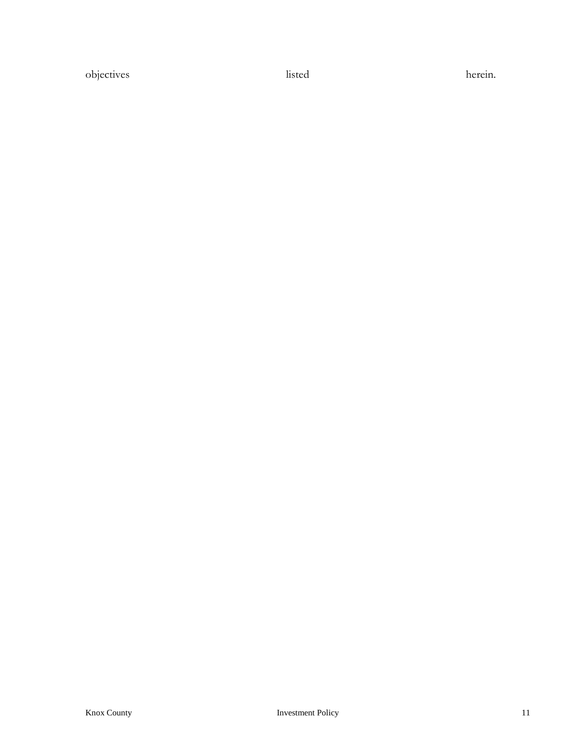objectives listed herein.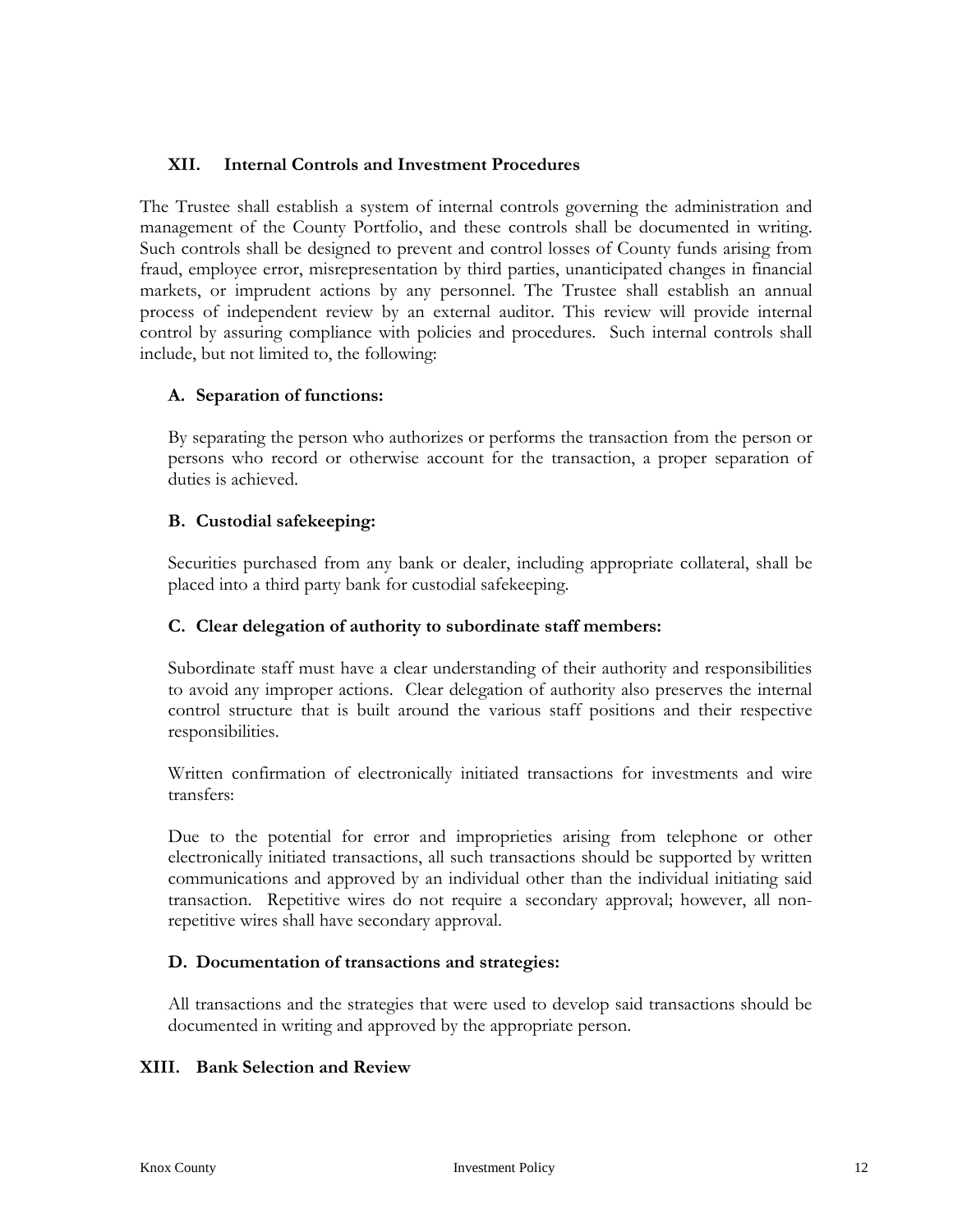## XII. Internal Controls and Investment Procedures

The Trustee shall establish a system of internal controls governing the administration and management of the County Portfolio, and these controls shall be documented in writing. Such controls shall be designed to prevent and control losses of County funds arising from fraud, employee error, misrepresentation by third parties, unanticipated changes in financial markets, or imprudent actions by any personnel. The Trustee shall establish an annual process of independent review by an external auditor. This review will provide internal control by assuring compliance with policies and procedures. Such internal controls shall include, but not limited to, the following:

### A. Separation of functions:

By separating the person who authorizes or performs the transaction from the person or persons who record or otherwise account for the transaction, a proper separation of duties is achieved.

### B. Custodial safekeeping:

Securities purchased from any bank or dealer, including appropriate collateral, shall be placed into a third party bank for custodial safekeeping.

### C. Clear delegation of authority to subordinate staff members:

Subordinate staff must have a clear understanding of their authority and responsibilities to avoid any improper actions. Clear delegation of authority also preserves the internal control structure that is built around the various staff positions and their respective responsibilities.

Written confirmation of electronically initiated transactions for investments and wire transfers:

Due to the potential for error and improprieties arising from telephone or other electronically initiated transactions, all such transactions should be supported by written communications and approved by an individual other than the individual initiating said transaction. Repetitive wires do not require a secondary approval; however, all non-repetitive wires shall have secondary approval.

### D. Documentation of transactions and strategies:

All transactions and the strategies that were used to develop said transactions should be documented in writing and approved by the appropriate person.

## XIII. Bank Selection and Review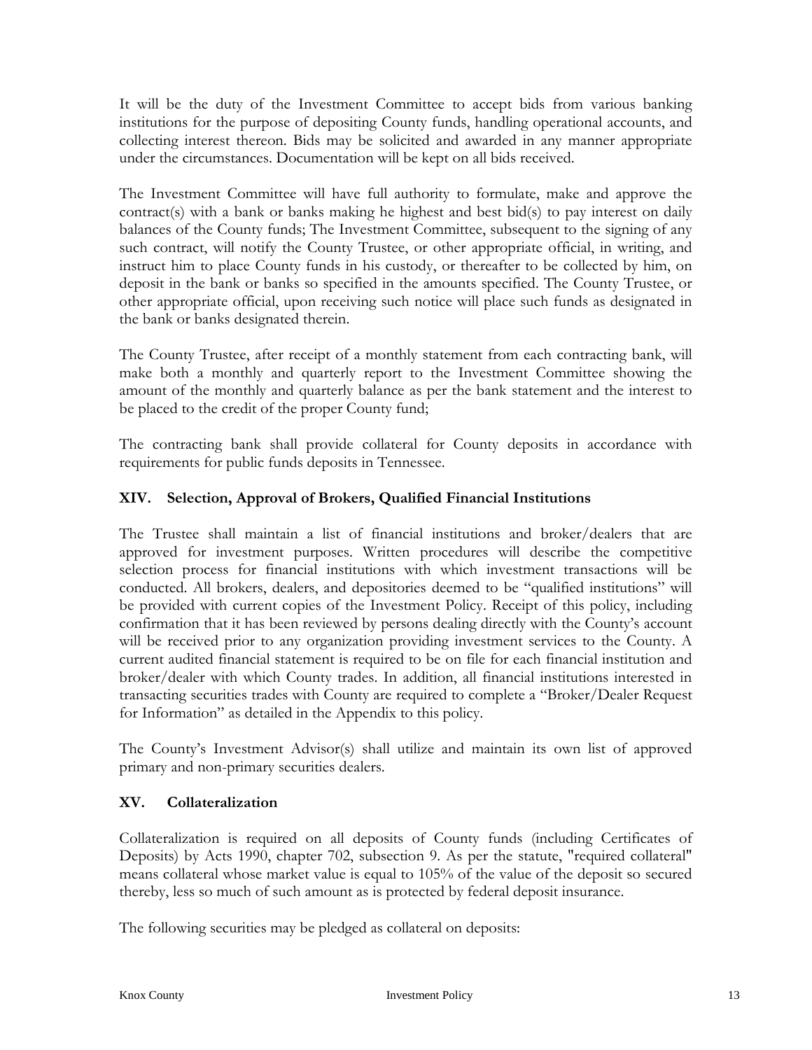It will be the duty of the Investment Committee to accept bids from various banking institutions for the purpose of depositing County funds, handling operational accounts, and collecting interest thereon. Bids may be solicited and awarded in any manner appropriate under the circumstances. Documentation will be kept on all bids received.

The Investment Committee will have full authority to formulate, make and approve the contract(s) with a bank or banks making he highest and best bid(s) to pay interest on daily balances of the County funds; The Investment Committee, subsequent to the signing of any such contract, will notify the County Trustee, or other appropriate official, in writing, and instruct him to place County funds in his custody, or thereafter to be collected by him, on deposit in the bank or banks so specified in the amounts specified. The County Trustee, or other appropriate official, upon receiving such notice will place such funds as designated in the bank or banks designated therein.

The County Trustee, after receipt of a monthly statement from each contracting bank, will make both a monthly and quarterly report to the Investment Committee showing the amount of the monthly and quarterly balance as per the bank statement and the interest to be placed to the credit of the proper County fund;

The contracting bank shall provide collateral for County deposits in accordance with requirements for public funds deposits in Tennessee.

## XIV. Selection, Approval of Brokers, Qualified Financial Institutions

The Trustee shall maintain a list of financial institutions and broker/dealers that are approved for investment purposes. Written procedures will describe the competitive selection process for financial institutions with which investment transactions will be conducted. All brokers, dealers, and depositories deemed to be "qualified institutions" will be provided with current copies of the Investment Policy. Receipt of this policy, including confirmation that it has been reviewed by persons dealing directly with the County's account will be received prior to any organization providing investment services to the County. A current audited financial statement is required to be on file for each financial institution and broker/dealer with which County trades. In addition, all financial institutions interested in transacting securities trades with County are required to complete a "Broker/Dealer Request for Information" as detailed in the Appendix to this policy.

The County's Investment Advisor(s) shall utilize and maintain its own list of approved primary and non-primary securities dealers.

## XV. Collateralization

Collateralization is required on all deposits of County funds (including Certificates of Deposits) by Acts 1990, chapter 702, subsection 9. As per the statute, "required collateral" means collateral whose market value is equal to 105% of the value of the deposit so secured thereby, less so much of such amount as is protected by federal deposit insurance.

The following securities may be pledged as collateral on deposits: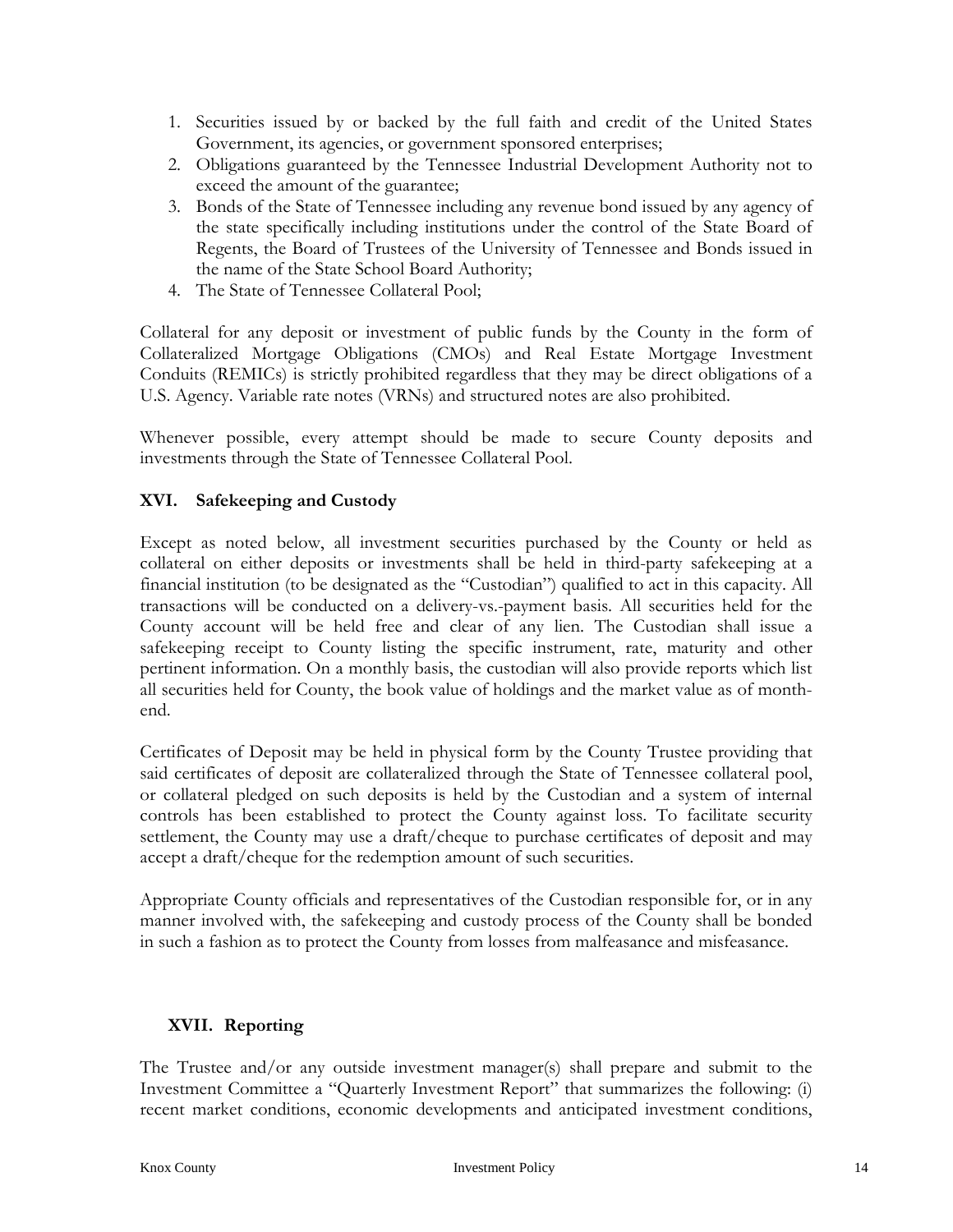1. Securities issued by or backed by the full faith and credit of the United States Government, its agencies, or government sponsored enterprises;
2. Obligations guaranteed by the Tennessee Industrial Development Authority not to exceed the amount of the guarantee;
3. Bonds of the State of Tennessee including any revenue bond issued by any agency of the state specifically including institutions under the control of the State Board of Regents, the Board of Trustees of the University of Tennessee and Bonds issued in the name of the State School Board Authority;
4. The State of Tennessee Collateral Pool;

Collateral for any deposit or investment of public funds by the County in the form of Collateralized Mortgage Obligations (CMOs) and Real Estate Mortgage Investment Conduits (REMICs) is strictly prohibited regardless that they may be direct obligations of a U.S. Agency. Variable rate notes (VRNs) and structured notes are also prohibited.

Whenever possible, every attempt should be made to secure County deposits and investments through the State of Tennessee Collateral Pool.

## XVI. Safekeeping and Custody

Except as noted below, all investment securities purchased by the County or held as collateral on either deposits or investments shall be held in third-party safekeeping at a financial institution (to be designated as the "Custodian") qualified to act in this capacity. All transactions will be conducted on a delivery-vs.-payment basis. All securities held for the County account will be held free and clear of any lien. The Custodian shall issue a safekeeping receipt to County listing the specific instrument, rate, maturity and other pertinent information. On a monthly basis, the custodian will also provide reports which list all securities held for County, the book value of holdings and the market value as of month-end.

Certificates of Deposit may be held in physical form by the County Trustee providing that said certificates of deposit are collateralized through the State of Tennessee collateral pool, or collateral pledged on such deposits is held by the Custodian and a system of internal controls has been established to protect the County against loss. To facilitate security settlement, the County may use a draft/cheque to purchase certificates of deposit and may accept a draft/cheque for the redemption amount of such securities.

Appropriate County officials and representatives of the Custodian responsible for, or in any manner involved with, the safekeeping and custody process of the County shall be bonded in such a fashion as to protect the County from losses from malfeasance and misfeasance.

## XVII. Reporting

The Trustee and/or any outside investment manager(s) shall prepare and submit to the Investment Committee a "Quarterly Investment Report" that summarizes the following: (i) recent market conditions, economic developments and anticipated investment conditions,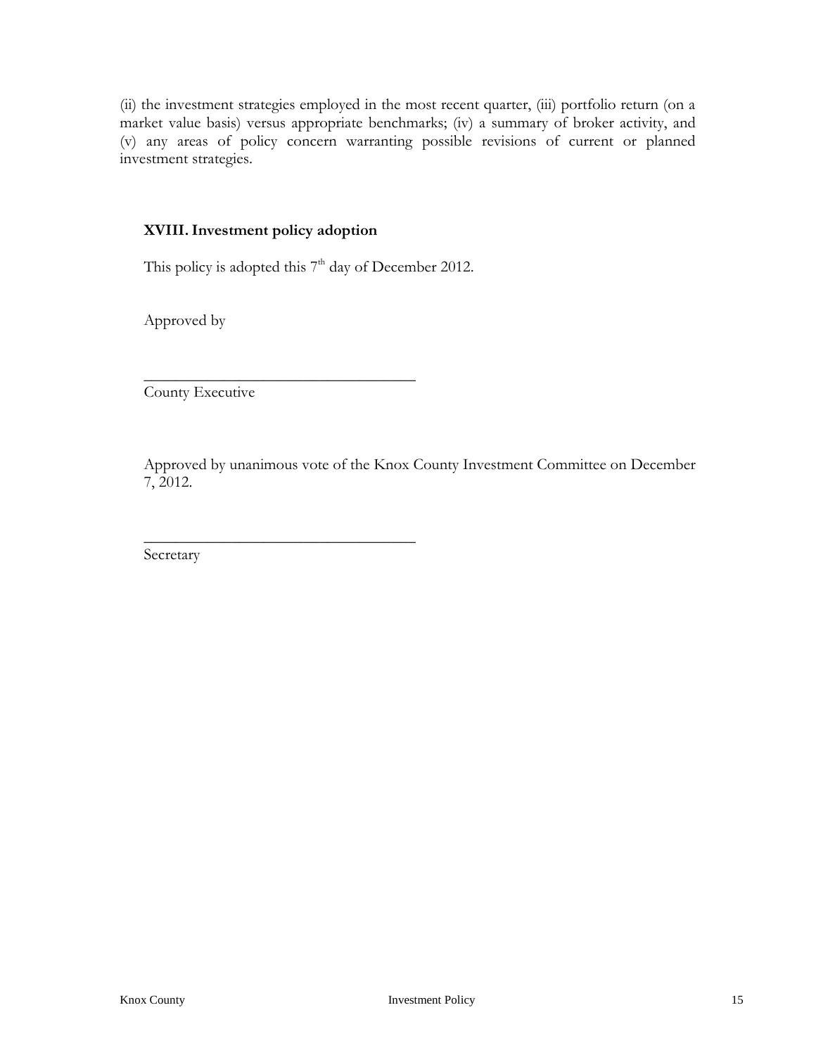(ii) the investment strategies employed in the most recent quarter, (iii) portfolio return (on a market value basis) versus appropriate benchmarks; (iv) a summary of broker activity, and (v) any areas of policy concern warranting possible revisions of current or planned investment strategies.

## XVIII. Investment policy adoption

This policy is adopted this 7th day of December 2012.

Approved by

___________________________________
County Executive

Approved by unanimous vote of the Knox County Investment Committee on December 7, 2012.

___________________________________
Secretary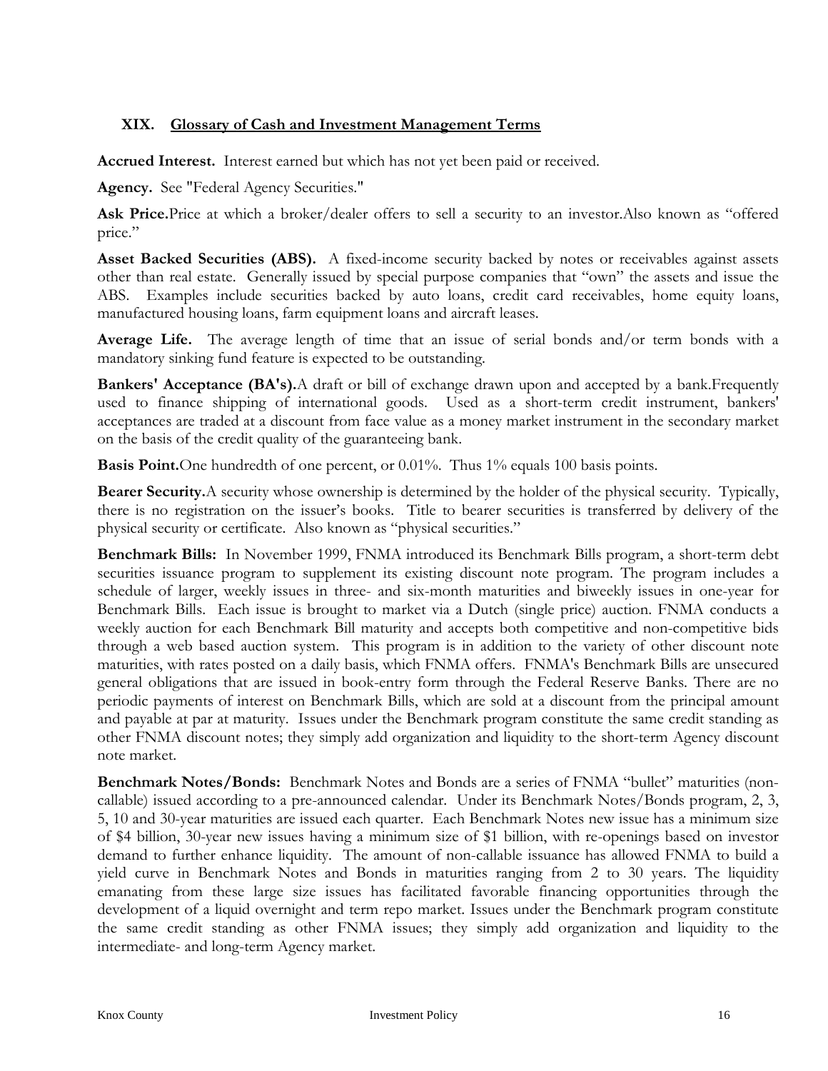## XIX. Glossary of Cash and Investment Management Terms

**Accrued Interest.** Interest earned but which has not yet been paid or received.

**Agency.** See "Federal Agency Securities."

**Ask Price.** Price at which a broker/dealer offers to sell a security to an investor. Also known as "offered price."

**Asset Backed Securities (ABS).** A fixed-income security backed by notes or receivables against assets other than real estate. Generally issued by special purpose companies that "own" the assets and issue the ABS. Examples include securities backed by auto loans, credit card receivables, home equity loans, manufactured housing loans, farm equipment loans and aircraft leases.

**Average Life.** The average length of time that an issue of serial bonds and/or term bonds with a mandatory sinking fund feature is expected to be outstanding.

**Bankers' Acceptance (BA's).** A draft or bill of exchange drawn upon and accepted by a bank. Frequently used to finance shipping of international goods. Used as a short-term credit instrument, bankers' acceptances are traded at a discount from face value as a money market instrument in the secondary market on the basis of the credit quality of the guaranteeing bank.

**Basis Point.** One hundredth of one percent, or 0.01%. Thus 1% equals 100 basis points.

**Bearer Security.** A security whose ownership is determined by the holder of the physical security. Typically, there is no registration on the issuer's books. Title to bearer securities is transferred by delivery of the physical security or certificate. Also known as "physical securities."

**Benchmark Bills:** In November 1999, FNMA introduced its Benchmark Bills program, a short-term debt securities issuance program to supplement its existing discount note program. The program includes a schedule of larger, weekly issues in three- and six-month maturities and biweekly issues in one-year for Benchmark Bills. Each issue is brought to market via a Dutch (single price) auction. FNMA conducts a weekly auction for each Benchmark Bill maturity and accepts both competitive and non-competitive bids through a web based auction system. This program is in addition to the variety of other discount note maturities, with rates posted on a daily basis, which FNMA offers. FNMA's Benchmark Bills are unsecured general obligations that are issued in book-entry form through the Federal Reserve Banks. There are no periodic payments of interest on Benchmark Bills, which are sold at a discount from the principal amount and payable at par at maturity. Issues under the Benchmark program constitute the same credit standing as other FNMA discount notes; they simply add organization and liquidity to the short-term Agency discount note market.

**Benchmark Notes/Bonds:** Benchmark Notes and Bonds are a series of FNMA "bullet" maturities (non-callable) issued according to a pre-announced calendar. Under its Benchmark Notes/Bonds program, 2, 3, 5, 10 and 30-year maturities are issued each quarter. Each Benchmark Notes new issue has a minimum size of $4 billion, 30-year new issues having a minimum size of $1 billion, with re-openings based on investor demand to further enhance liquidity. The amount of non-callable issuance has allowed FNMA to build a yield curve in Benchmark Notes and Bonds in maturities ranging from 2 to 30 years. The liquidity emanating from these large size issues has facilitated favorable financing opportunities through the development of a liquid overnight and term repo market. Issues under the Benchmark program constitute the same credit standing as other FNMA issues; they simply add organization and liquidity to the intermediate- and long-term Agency market.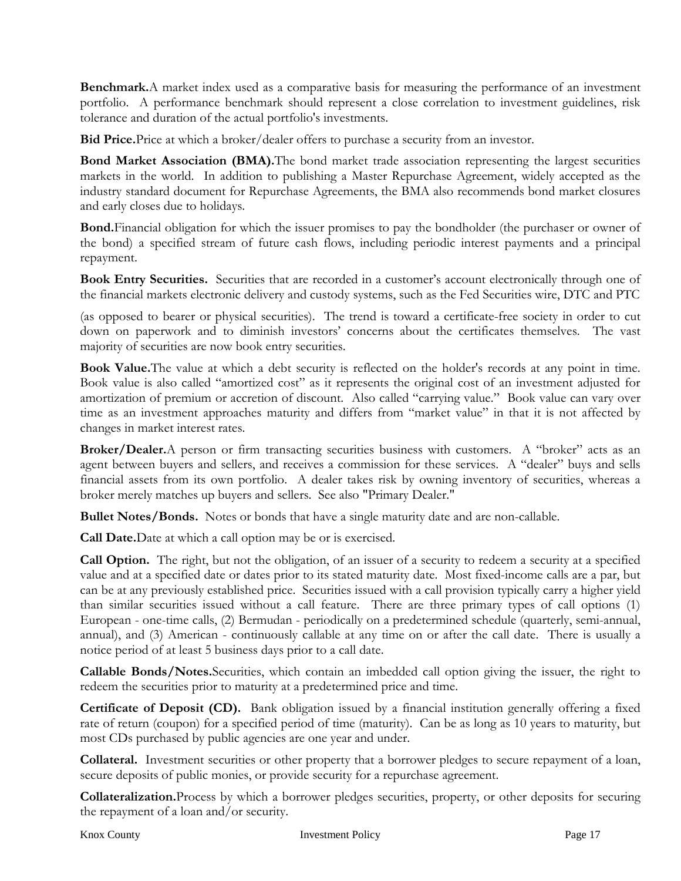**Benchmark.**A market index used as a comparative basis for measuring the performance of an investment portfolio. A performance benchmark should represent a close correlation to investment guidelines, risk tolerance and duration of the actual portfolio's investments.

**Bid Price.**Price at which a broker/dealer offers to purchase a security from an investor.

**Bond Market Association (BMA).**The bond market trade association representing the largest securities markets in the world. In addition to publishing a Master Repurchase Agreement, widely accepted as the industry standard document for Repurchase Agreements, the BMA also recommends bond market closures and early closes due to holidays.

**Bond.**Financial obligation for which the issuer promises to pay the bondholder (the purchaser or owner of the bond) a specified stream of future cash flows, including periodic interest payments and a principal repayment.

**Book Entry Securities.** Securities that are recorded in a customer's account electronically through one of the financial markets electronic delivery and custody systems, such as the Fed Securities wire, DTC and PTC

(as opposed to bearer or physical securities). The trend is toward a certificate-free society in order to cut down on paperwork and to diminish investors' concerns about the certificates themselves. The vast majority of securities are now book entry securities.

**Book Value.**The value at which a debt security is reflected on the holder's records at any point in time. Book value is also called "amortized cost" as it represents the original cost of an investment adjusted for amortization of premium or accretion of discount. Also called "carrying value." Book value can vary over time as an investment approaches maturity and differs from "market value" in that it is not affected by changes in market interest rates.

**Broker/Dealer.**A person or firm transacting securities business with customers. A "broker" acts as an agent between buyers and sellers, and receives a commission for these services. A "dealer" buys and sells financial assets from its own portfolio. A dealer takes risk by owning inventory of securities, whereas a broker merely matches up buyers and sellers. See also "Primary Dealer."

**Bullet Notes/Bonds.** Notes or bonds that have a single maturity date and are non-callable.

**Call Date.**Date at which a call option may be or is exercised.

**Call Option.** The right, but not the obligation, of an issuer of a security to redeem a security at a specified value and at a specified date or dates prior to its stated maturity date. Most fixed-income calls are a par, but can be at any previously established price. Securities issued with a call provision typically carry a higher yield than similar securities issued without a call feature. There are three primary types of call options (1) European - one-time calls, (2) Bermudan - periodically on a predetermined schedule (quarterly, semi-annual, annual), and (3) American - continuously callable at any time on or after the call date. There is usually a notice period of at least 5 business days prior to a call date.

**Callable Bonds/Notes.**Securities, which contain an imbedded call option giving the issuer, the right to redeem the securities prior to maturity at a predetermined price and time.

**Certificate of Deposit (CD).** Bank obligation issued by a financial institution generally offering a fixed rate of return (coupon) for a specified period of time (maturity). Can be as long as 10 years to maturity, but most CDs purchased by public agencies are one year and under.

**Collateral.** Investment securities or other property that a borrower pledges to secure repayment of a loan, secure deposits of public monies, or provide security for a repurchase agreement.

**Collateralization.**Process by which a borrower pledges securities, property, or other deposits for securing the repayment of a loan and/or security.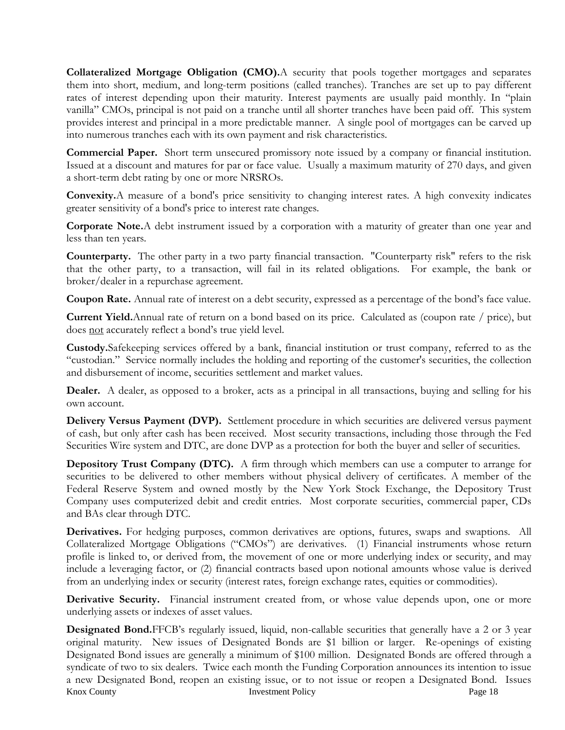**Collateralized Mortgage Obligation (CMO).** A security that pools together mortgages and separates them into short, medium, and long-term positions (called tranches). Tranches are set up to pay different rates of interest depending upon their maturity. Interest payments are usually paid monthly. In "plain vanilla" CMOs, principal is not paid on a tranche until all shorter tranches have been paid off. This system provides interest and principal in a more predictable manner. A single pool of mortgages can be carved up into numerous tranches each with its own payment and risk characteristics.

**Commercial Paper.** Short term unsecured promissory note issued by a company or financial institution. Issued at a discount and matures for par or face value. Usually a maximum maturity of 270 days, and given a short-term debt rating by one or more NRSROs.

**Convexity.** A measure of a bond's price sensitivity to changing interest rates. A high convexity indicates greater sensitivity of a bond's price to interest rate changes.

**Corporate Note.** A debt instrument issued by a corporation with a maturity of greater than one year and less than ten years.

**Counterparty.** The other party in a two party financial transaction. "Counterparty risk" refers to the risk that the other party, to a transaction, will fail in its related obligations. For example, the bank or broker/dealer in a repurchase agreement.

**Coupon Rate.** Annual rate of interest on a debt security, expressed as a percentage of the bond's face value.

**Current Yield.** Annual rate of return on a bond based on its price. Calculated as (coupon rate / price), but does not accurately reflect a bond's true yield level.

**Custody.** Safekeeping services offered by a bank, financial institution or trust company, referred to as the "custodian." Service normally includes the holding and reporting of the customer's securities, the collection and disbursement of income, securities settlement and market values.

**Dealer.** A dealer, as opposed to a broker, acts as a principal in all transactions, buying and selling for his own account.

**Delivery Versus Payment (DVP).** Settlement procedure in which securities are delivered versus payment of cash, but only after cash has been received. Most security transactions, including those through the Fed Securities Wire system and DTC, are done DVP as a protection for both the buyer and seller of securities.

**Depository Trust Company (DTC).** A firm through which members can use a computer to arrange for securities to be delivered to other members without physical delivery of certificates. A member of the Federal Reserve System and owned mostly by the New York Stock Exchange, the Depository Trust Company uses computerized debit and credit entries. Most corporate securities, commercial paper, CDs and BAs clear through DTC.

**Derivatives.** For hedging purposes, common derivatives are options, futures, swaps and swaptions. All Collateralized Mortgage Obligations ("CMOs") are derivatives. (1) Financial instruments whose return profile is linked to, or derived from, the movement of one or more underlying index or security, and may include a leveraging factor, or (2) financial contracts based upon notional amounts whose value is derived from an underlying index or security (interest rates, foreign exchange rates, equities or commodities).

**Derivative Security.** Financial instrument created from, or whose value depends upon, one or more underlying assets or indexes of asset values.

**Designated Bond.** FFCB's regularly issued, liquid, non-callable securities that generally have a 2 or 3 year original maturity. New issues of Designated Bonds are $1 billion or larger. Re-openings of existing Designated Bond issues are generally a minimum of $100 million. Designated Bonds are offered through a syndicate of two to six dealers. Twice each month the Funding Corporation announces its intention to issue a new Designated Bond, reopen an existing issue, or to not issue or reopen a Designated Bond. Issues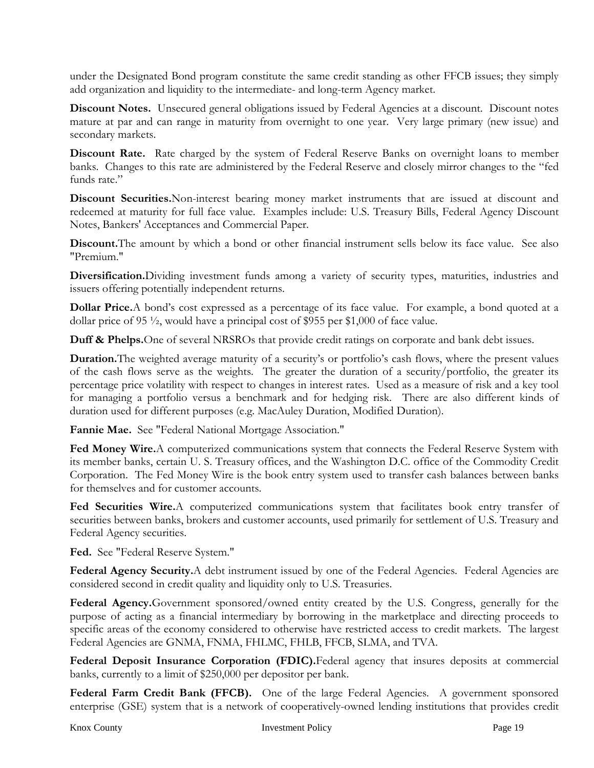under the Designated Bond program constitute the same credit standing as other FFCB issues; they simply add organization and liquidity to the intermediate- and long-term Agency market.

**Discount Notes.** Unsecured general obligations issued by Federal Agencies at a discount. Discount notes mature at par and can range in maturity from overnight to one year. Very large primary (new issue) and secondary markets.

**Discount Rate.** Rate charged by the system of Federal Reserve Banks on overnight loans to member banks. Changes to this rate are administered by the Federal Reserve and closely mirror changes to the "fed funds rate."

**Discount Securities.**Non-interest bearing money market instruments that are issued at discount and redeemed at maturity for full face value. Examples include: U.S. Treasury Bills, Federal Agency Discount Notes, Bankers' Acceptances and Commercial Paper.

**Discount.**The amount by which a bond or other financial instrument sells below its face value. See also "Premium."

**Diversification.**Dividing investment funds among a variety of security types, maturities, industries and issuers offering potentially independent returns.

**Dollar Price.**A bond's cost expressed as a percentage of its face value. For example, a bond quoted at a dollar price of 95 ½, would have a principal cost of $955 per $1,000 of face value.

**Duff & Phelps.**One of several NRSROs that provide credit ratings on corporate and bank debt issues.

**Duration.**The weighted average maturity of a security's or portfolio's cash flows, where the present values of the cash flows serve as the weights. The greater the duration of a security/portfolio, the greater its percentage price volatility with respect to changes in interest rates. Used as a measure of risk and a key tool for managing a portfolio versus a benchmark and for hedging risk. There are also different kinds of duration used for different purposes (e.g. MacAuley Duration, Modified Duration).

**Fannie Mae.** See "Federal National Mortgage Association."

**Fed Money Wire.**A computerized communications system that connects the Federal Reserve System with its member banks, certain U. S. Treasury offices, and the Washington D.C. office of the Commodity Credit Corporation. The Fed Money Wire is the book entry system used to transfer cash balances between banks for themselves and for customer accounts.

**Fed Securities Wire.**A computerized communications system that facilitates book entry transfer of securities between banks, brokers and customer accounts, used primarily for settlement of U.S. Treasury and Federal Agency securities.

**Fed.** See "Federal Reserve System."

**Federal Agency Security.**A debt instrument issued by one of the Federal Agencies. Federal Agencies are considered second in credit quality and liquidity only to U.S. Treasuries.

**Federal Agency.**Government sponsored/owned entity created by the U.S. Congress, generally for the purpose of acting as a financial intermediary by borrowing in the marketplace and directing proceeds to specific areas of the economy considered to otherwise have restricted access to credit markets. The largest Federal Agencies are GNMA, FNMA, FHLMC, FHLB, FFCB, SLMA, and TVA.

**Federal Deposit Insurance Corporation (FDIC).**Federal agency that insures deposits at commercial banks, currently to a limit of $250,000 per depositor per bank.

**Federal Farm Credit Bank (FFCB).** One of the large Federal Agencies. A government sponsored enterprise (GSE) system that is a network of cooperatively-owned lending institutions that provides credit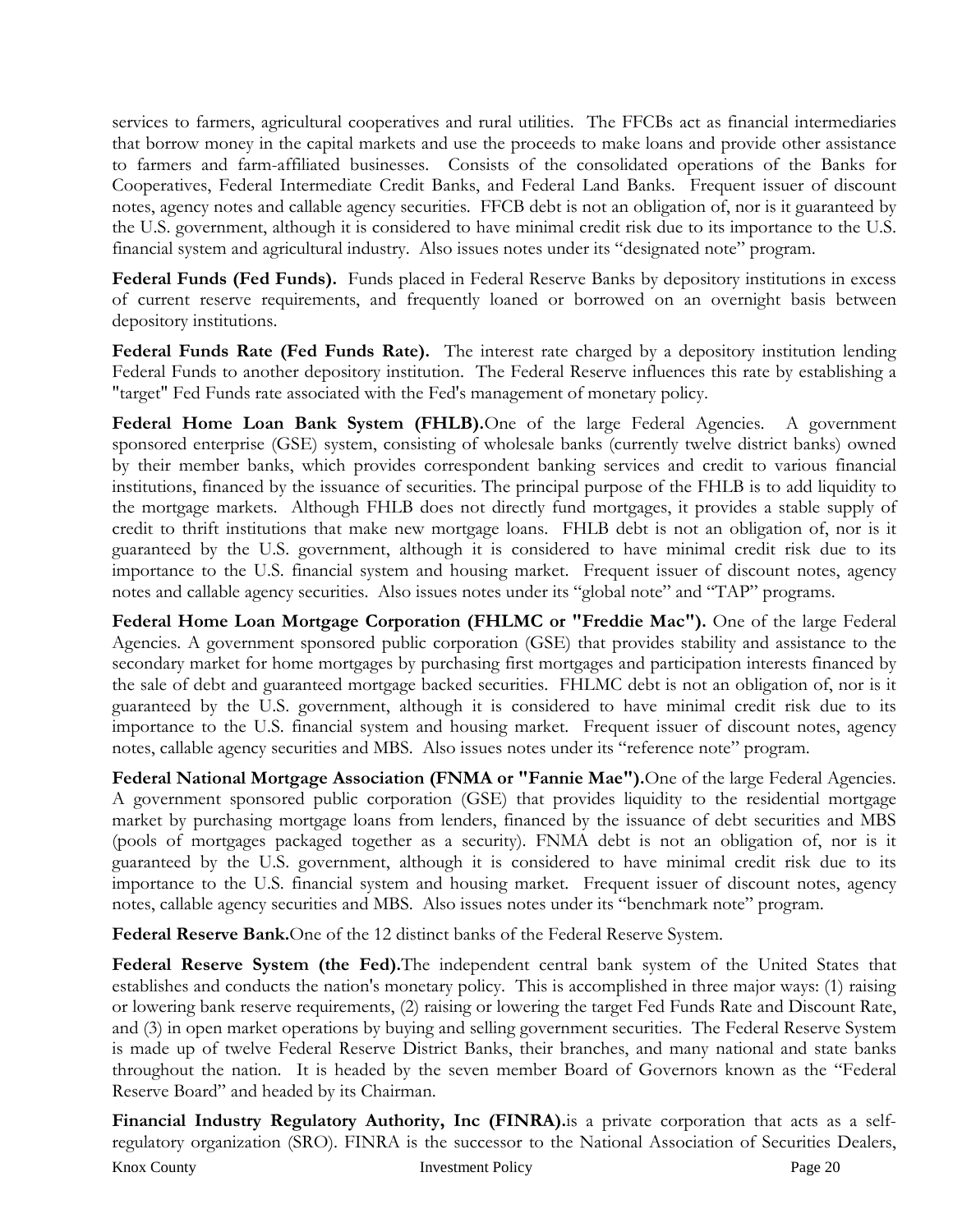services to farmers, agricultural cooperatives and rural utilities. The FFCBs act as financial intermediaries that borrow money in the capital markets and use the proceeds to make loans and provide other assistance to farmers and farm-affiliated businesses. Consists of the consolidated operations of the Banks for Cooperatives, Federal Intermediate Credit Banks, and Federal Land Banks. Frequent issuer of discount notes, agency notes and callable agency securities. FFCB debt is not an obligation of, nor is it guaranteed by the U.S. government, although it is considered to have minimal credit risk due to its importance to the U.S. financial system and agricultural industry. Also issues notes under its "designated note" program.

**Federal Funds (Fed Funds).** Funds placed in Federal Reserve Banks by depository institutions in excess of current reserve requirements, and frequently loaned or borrowed on an overnight basis between depository institutions.

**Federal Funds Rate (Fed Funds Rate).** The interest rate charged by a depository institution lending Federal Funds to another depository institution. The Federal Reserve influences this rate by establishing a "target" Fed Funds rate associated with the Fed's management of monetary policy.

**Federal Home Loan Bank System (FHLB).**One of the large Federal Agencies. A government sponsored enterprise (GSE) system, consisting of wholesale banks (currently twelve district banks) owned by their member banks, which provides correspondent banking services and credit to various financial institutions, financed by the issuance of securities. The principal purpose of the FHLB is to add liquidity to the mortgage markets. Although FHLB does not directly fund mortgages, it provides a stable supply of credit to thrift institutions that make new mortgage loans. FHLB debt is not an obligation of, nor is it guaranteed by the U.S. government, although it is considered to have minimal credit risk due to its importance to the U.S. financial system and housing market. Frequent issuer of discount notes, agency notes and callable agency securities. Also issues notes under its "global note" and "TAP" programs.

**Federal Home Loan Mortgage Corporation (FHLMC or "Freddie Mac").** One of the large Federal Agencies. A government sponsored public corporation (GSE) that provides stability and assistance to the secondary market for home mortgages by purchasing first mortgages and participation interests financed by the sale of debt and guaranteed mortgage backed securities. FHLMC debt is not an obligation of, nor is it guaranteed by the U.S. government, although it is considered to have minimal credit risk due to its importance to the U.S. financial system and housing market. Frequent issuer of discount notes, agency notes, callable agency securities and MBS. Also issues notes under its "reference note" program.

**Federal National Mortgage Association (FNMA or "Fannie Mae").**One of the large Federal Agencies. A government sponsored public corporation (GSE) that provides liquidity to the residential mortgage market by purchasing mortgage loans from lenders, financed by the issuance of debt securities and MBS (pools of mortgages packaged together as a security). FNMA debt is not an obligation of, nor is it guaranteed by the U.S. government, although it is considered to have minimal credit risk due to its importance to the U.S. financial system and housing market. Frequent issuer of discount notes, agency notes, callable agency securities and MBS. Also issues notes under its "benchmark note" program.

**Federal Reserve Bank.**One of the 12 distinct banks of the Federal Reserve System.

**Federal Reserve System (the Fed).**The independent central bank system of the United States that establishes and conducts the nation's monetary policy. This is accomplished in three major ways: (1) raising or lowering bank reserve requirements, (2) raising or lowering the target Fed Funds Rate and Discount Rate, and (3) in open market operations by buying and selling government securities. The Federal Reserve System is made up of twelve Federal Reserve District Banks, their branches, and many national and state banks throughout the nation. It is headed by the seven member Board of Governors known as the "Federal Reserve Board" and headed by its Chairman.

**Financial Industry Regulatory Authority, Inc (FINRA).**is a private corporation that acts as a self-regulatory organization (SRO). FINRA is the successor to the National Association of Securities Dealers,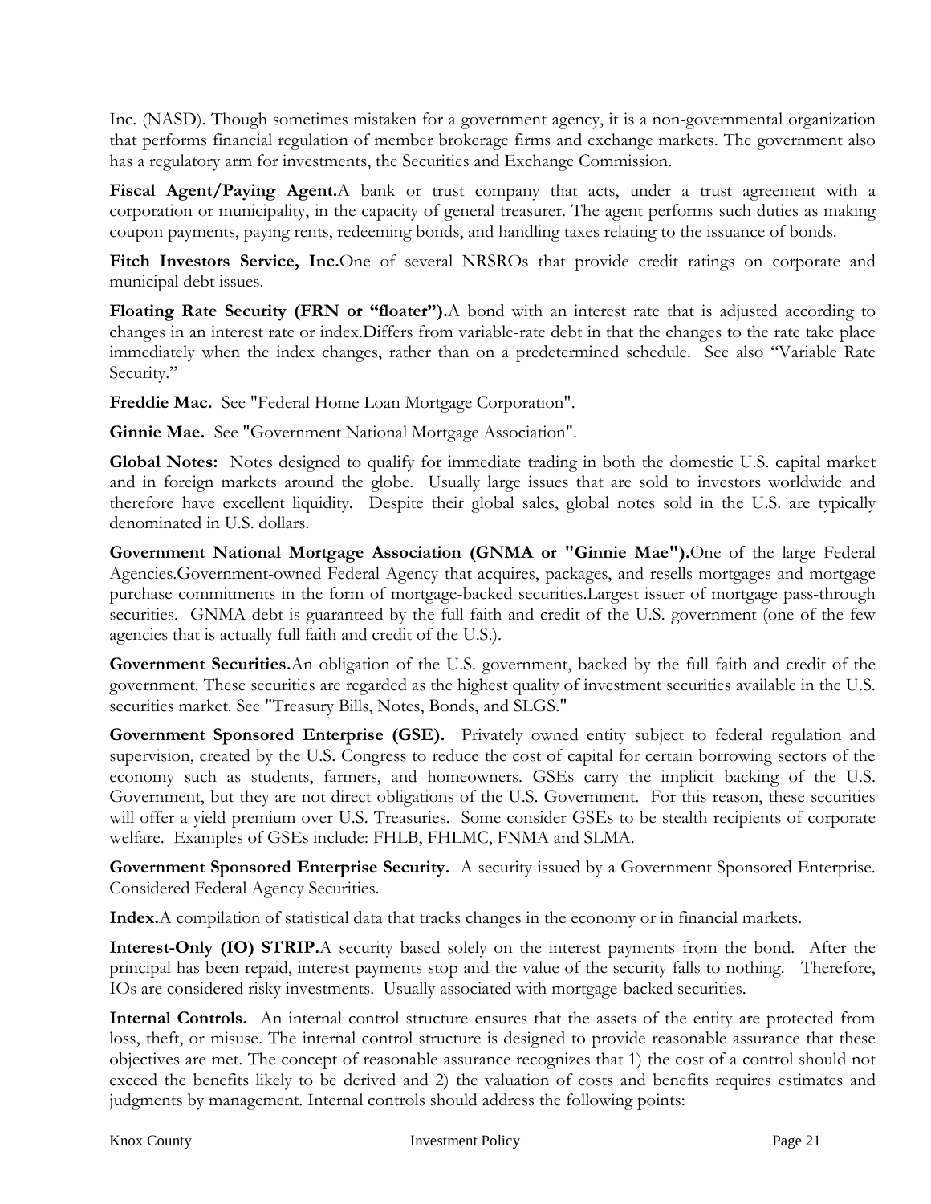Inc. (NASD). Though sometimes mistaken for a government agency, it is a non-governmental organization that performs financial regulation of member brokerage firms and exchange markets. The government also has a regulatory arm for investments, the Securities and Exchange Commission.

**Fiscal Agent/Paying Agent.** A bank or trust company that acts, under a trust agreement with a corporation or municipality, in the capacity of general treasurer. The agent performs such duties as making coupon payments, paying rents, redeeming bonds, and handling taxes relating to the issuance of bonds.

**Fitch Investors Service, Inc.** One of several NRSROs that provide credit ratings on corporate and municipal debt issues.

**Floating Rate Security (FRN or "floater").** A bond with an interest rate that is adjusted according to changes in an interest rate or index. Differs from variable-rate debt in that the changes to the rate take place immediately when the index changes, rather than on a predetermined schedule. See also "Variable Rate Security."

**Freddie Mac.** See "Federal Home Loan Mortgage Corporation".

**Ginnie Mae.** See "Government National Mortgage Association".

**Global Notes:** Notes designed to qualify for immediate trading in both the domestic U.S. capital market and in foreign markets around the globe. Usually large issues that are sold to investors worldwide and therefore have excellent liquidity. Despite their global sales, global notes sold in the U.S. are typically denominated in U.S. dollars.

**Government National Mortgage Association (GNMA or "Ginnie Mae").** One of the large Federal Agencies. Government-owned Federal Agency that acquires, packages, and resells mortgages and mortgage purchase commitments in the form of mortgage-backed securities. Largest issuer of mortgage pass-through securities. GNMA debt is guaranteed by the full faith and credit of the U.S. government (one of the few agencies that is actually full faith and credit of the U.S.).

**Government Securities.** An obligation of the U.S. government, backed by the full faith and credit of the government. These securities are regarded as the highest quality of investment securities available in the U.S. securities market. See "Treasury Bills, Notes, Bonds, and SLGS."

**Government Sponsored Enterprise (GSE).** Privately owned entity subject to federal regulation and supervision, created by the U.S. Congress to reduce the cost of capital for certain borrowing sectors of the economy such as students, farmers, and homeowners. GSEs carry the implicit backing of the U.S. Government, but they are not direct obligations of the U.S. Government. For this reason, these securities will offer a yield premium over U.S. Treasuries. Some consider GSEs to be stealth recipients of corporate welfare. Examples of GSEs include: FHLB, FHLMC, FNMA and SLMA.

**Government Sponsored Enterprise Security.** A security issued by a Government Sponsored Enterprise. Considered Federal Agency Securities.

**Index.** A compilation of statistical data that tracks changes in the economy or in financial markets.

**Interest-Only (IO) STRIP.** A security based solely on the interest payments from the bond. After the principal has been repaid, interest payments stop and the value of the security falls to nothing. Therefore, IOs are considered risky investments. Usually associated with mortgage-backed securities.

**Internal Controls.** An internal control structure ensures that the assets of the entity are protected from loss, theft, or misuse. The internal control structure is designed to provide reasonable assurance that these objectives are met. The concept of reasonable assurance recognizes that 1) the cost of a control should not exceed the benefits likely to be derived and 2) the valuation of costs and benefits requires estimates and judgments by management. Internal controls should address the following points: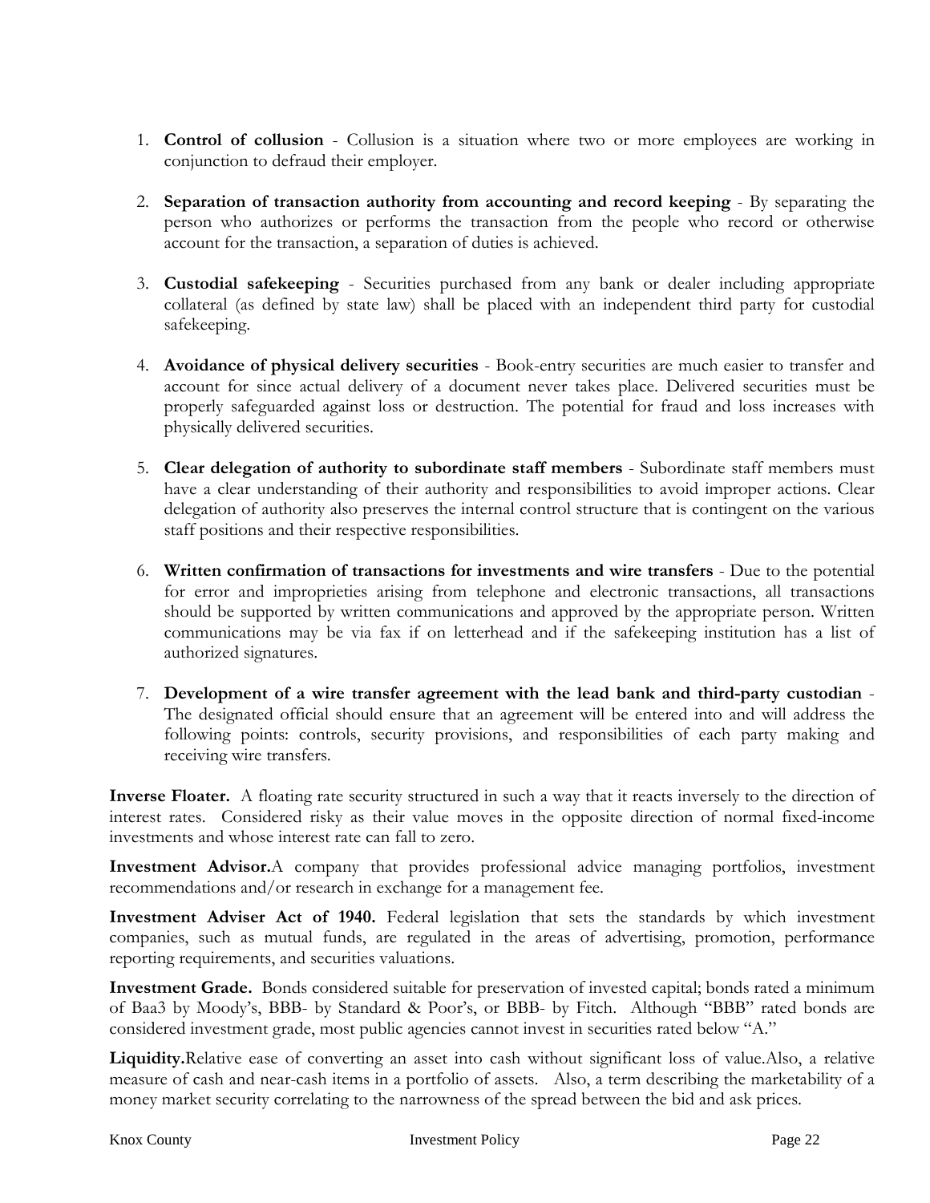1. **Control of collusion** - Collusion is a situation where two or more employees are working in conjunction to defraud their employer.

2. **Separation of transaction authority from accounting and record keeping** - By separating the person who authorizes or performs the transaction from the people who record or otherwise account for the transaction, a separation of duties is achieved.

3. **Custodial safekeeping** - Securities purchased from any bank or dealer including appropriate collateral (as defined by state law) shall be placed with an independent third party for custodial safekeeping.

4. **Avoidance of physical delivery securities** - Book-entry securities are much easier to transfer and account for since actual delivery of a document never takes place. Delivered securities must be properly safeguarded against loss or destruction. The potential for fraud and loss increases with physically delivered securities.

5. **Clear delegation of authority to subordinate staff members** - Subordinate staff members must have a clear understanding of their authority and responsibilities to avoid improper actions. Clear delegation of authority also preserves the internal control structure that is contingent on the various staff positions and their respective responsibilities.

6. **Written confirmation of transactions for investments and wire transfers** - Due to the potential for error and improprieties arising from telephone and electronic transactions, all transactions should be supported by written communications and approved by the appropriate person. Written communications may be via fax if on letterhead and if the safekeeping institution has a list of authorized signatures.

7. **Development of a wire transfer agreement with the lead bank and third-party custodian** - The designated official should ensure that an agreement will be entered into and will address the following points: controls, security provisions, and responsibilities of each party making and receiving wire transfers.

**Inverse Floater.** A floating rate security structured in such a way that it reacts inversely to the direction of interest rates. Considered risky as their value moves in the opposite direction of normal fixed-income investments and whose interest rate can fall to zero.

**Investment Advisor.**A company that provides professional advice managing portfolios, investment recommendations and/or research in exchange for a management fee.

**Investment Adviser Act of 1940.** Federal legislation that sets the standards by which investment companies, such as mutual funds, are regulated in the areas of advertising, promotion, performance reporting requirements, and securities valuations.

**Investment Grade.** Bonds considered suitable for preservation of invested capital; bonds rated a minimum of Baa3 by Moody's, BBB- by Standard & Poor's, or BBB- by Fitch. Although "BBB" rated bonds are considered investment grade, most public agencies cannot invest in securities rated below "A."

**Liquidity.**Relative ease of converting an asset into cash without significant loss of value.Also, a relative measure of cash and near-cash items in a portfolio of assets. Also, a term describing the marketability of a money market security correlating to the narrowness of the spread between the bid and ask prices.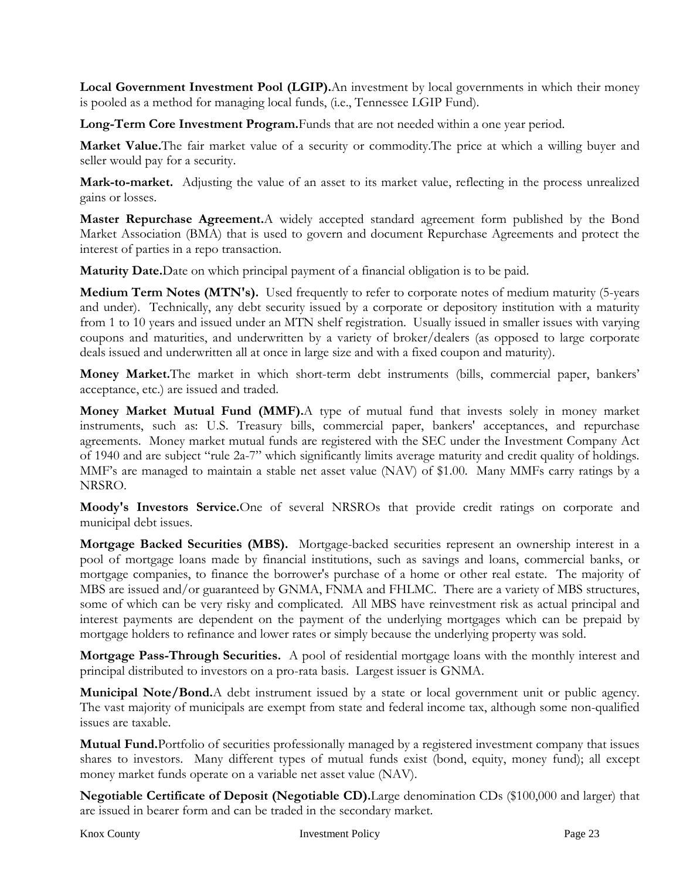**Local Government Investment Pool (LGIP).**An investment by local governments in which their money is pooled as a method for managing local funds, (i.e., Tennessee LGIP Fund).

**Long-Term Core Investment Program.**Funds that are not needed within a one year period.

**Market Value.**The fair market value of a security or commodity.The price at which a willing buyer and seller would pay for a security.

**Mark-to-market.** Adjusting the value of an asset to its market value, reflecting in the process unrealized gains or losses.

**Master Repurchase Agreement.**A widely accepted standard agreement form published by the Bond Market Association (BMA) that is used to govern and document Repurchase Agreements and protect the interest of parties in a repo transaction.

**Maturity Date.**Date on which principal payment of a financial obligation is to be paid.

**Medium Term Notes (MTN's).** Used frequently to refer to corporate notes of medium maturity (5-years and under). Technically, any debt security issued by a corporate or depository institution with a maturity from 1 to 10 years and issued under an MTN shelf registration. Usually issued in smaller issues with varying coupons and maturities, and underwritten by a variety of broker/dealers (as opposed to large corporate deals issued and underwritten all at once in large size and with a fixed coupon and maturity).

**Money Market.**The market in which short-term debt instruments (bills, commercial paper, bankers' acceptance, etc.) are issued and traded.

**Money Market Mutual Fund (MMF).**A type of mutual fund that invests solely in money market instruments, such as: U.S. Treasury bills, commercial paper, bankers' acceptances, and repurchase agreements. Money market mutual funds are registered with the SEC under the Investment Company Act of 1940 and are subject "rule 2a-7" which significantly limits average maturity and credit quality of holdings. MMF's are managed to maintain a stable net asset value (NAV) of $1.00. Many MMFs carry ratings by a NRSRO.

**Moody's Investors Service.**One of several NRSROs that provide credit ratings on corporate and municipal debt issues.

**Mortgage Backed Securities (MBS).** Mortgage-backed securities represent an ownership interest in a pool of mortgage loans made by financial institutions, such as savings and loans, commercial banks, or mortgage companies, to finance the borrower's purchase of a home or other real estate. The majority of MBS are issued and/or guaranteed by GNMA, FNMA and FHLMC. There are a variety of MBS structures, some of which can be very risky and complicated. All MBS have reinvestment risk as actual principal and interest payments are dependent on the payment of the underlying mortgages which can be prepaid by mortgage holders to refinance and lower rates or simply because the underlying property was sold.

**Mortgage Pass-Through Securities.** A pool of residential mortgage loans with the monthly interest and principal distributed to investors on a pro-rata basis. Largest issuer is GNMA.

**Municipal Note/Bond.**A debt instrument issued by a state or local government unit or public agency. The vast majority of municipals are exempt from state and federal income tax, although some non-qualified issues are taxable.

**Mutual Fund.**Portfolio of securities professionally managed by a registered investment company that issues shares to investors. Many different types of mutual funds exist (bond, equity, money fund); all except money market funds operate on a variable net asset value (NAV).

**Negotiable Certificate of Deposit (Negotiable CD).**Large denomination CDs ($100,000 and larger) that are issued in bearer form and can be traded in the secondary market.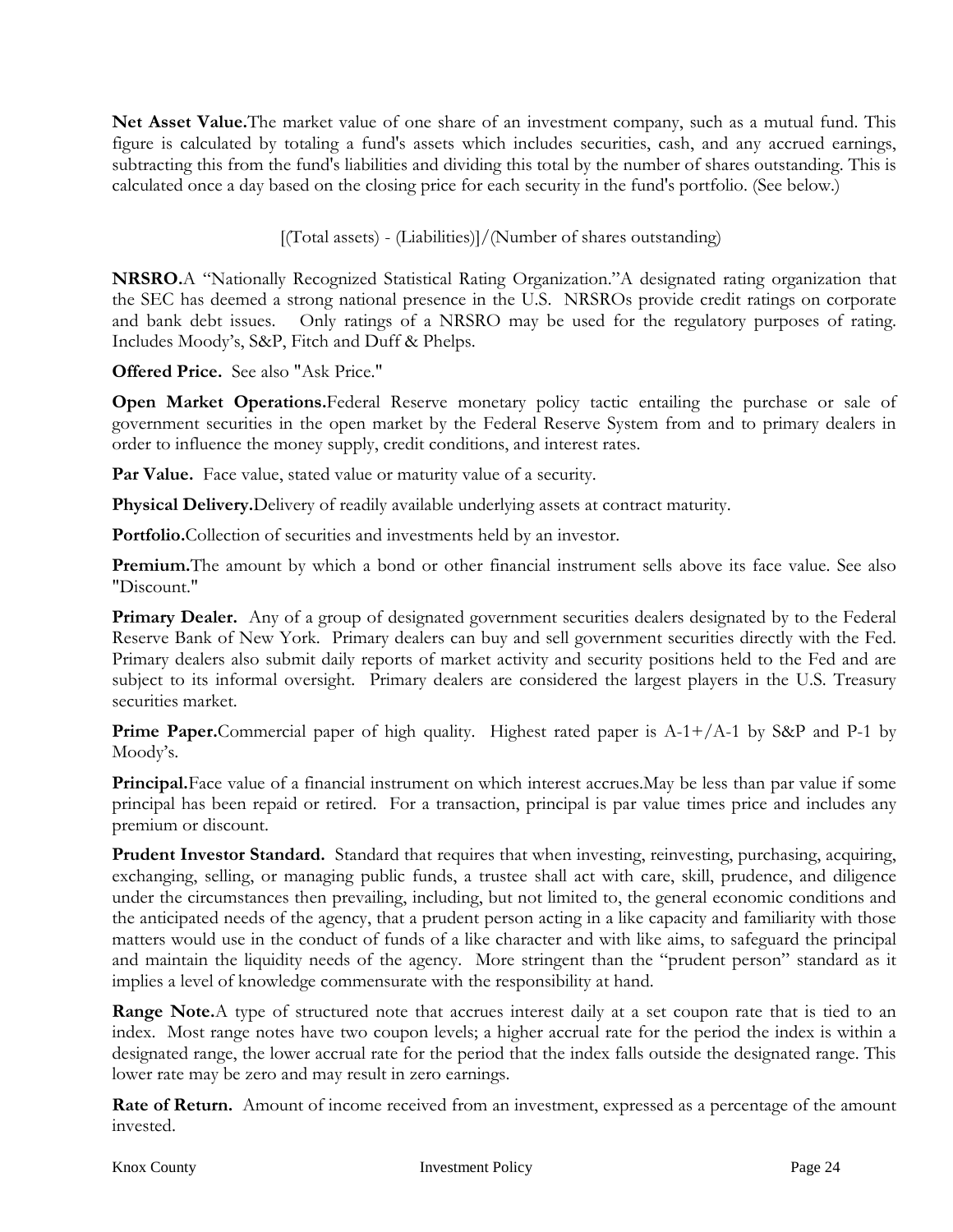**Net Asset Value.** The market value of one share of an investment company, such as a mutual fund. This figure is calculated by totaling a fund's assets which includes securities, cash, and any accrued earnings, subtracting this from the fund's liabilities and dividing this total by the number of shares outstanding. This is calculated once a day based on the closing price for each security in the fund's portfolio. (See below.)

[(Total assets) - (Liabilities)]/(Number of shares outstanding)

**NRSRO.** A "Nationally Recognized Statistical Rating Organization." A designated rating organization that the SEC has deemed a strong national presence in the U.S. NRSROs provide credit ratings on corporate and bank debt issues. Only ratings of a NRSRO may be used for the regulatory purposes of rating. Includes Moody's, S&P, Fitch and Duff & Phelps.

**Offered Price.** See also "Ask Price."

**Open Market Operations.** Federal Reserve monetary policy tactic entailing the purchase or sale of government securities in the open market by the Federal Reserve System from and to primary dealers in order to influence the money supply, credit conditions, and interest rates.

**Par Value.** Face value, stated value or maturity value of a security.

**Physical Delivery.** Delivery of readily available underlying assets at contract maturity.

**Portfolio.** Collection of securities and investments held by an investor.

**Premium.** The amount by which a bond or other financial instrument sells above its face value. See also "Discount."

**Primary Dealer.** Any of a group of designated government securities dealers designated by to the Federal Reserve Bank of New York. Primary dealers can buy and sell government securities directly with the Fed. Primary dealers also submit daily reports of market activity and security positions held to the Fed and are subject to its informal oversight. Primary dealers are considered the largest players in the U.S. Treasury securities market.

**Prime Paper.** Commercial paper of high quality. Highest rated paper is A-1+/A-1 by S&P and P-1 by Moody's.

**Principal.** Face value of a financial instrument on which interest accrues. May be less than par value if some principal has been repaid or retired. For a transaction, principal is par value times price and includes any premium or discount.

**Prudent Investor Standard.** Standard that requires that when investing, reinvesting, purchasing, acquiring, exchanging, selling, or managing public funds, a trustee shall act with care, skill, prudence, and diligence under the circumstances then prevailing, including, but not limited to, the general economic conditions and the anticipated needs of the agency, that a prudent person acting in a like capacity and familiarity with those matters would use in the conduct of funds of a like character and with like aims, to safeguard the principal and maintain the liquidity needs of the agency. More stringent than the "prudent person" standard as it implies a level of knowledge commensurate with the responsibility at hand.

**Range Note.** A type of structured note that accrues interest daily at a set coupon rate that is tied to an index. Most range notes have two coupon levels; a higher accrual rate for the period the index is within a designated range, the lower accrual rate for the period that the index falls outside the designated range. This lower rate may be zero and may result in zero earnings.

**Rate of Return.** Amount of income received from an investment, expressed as a percentage of the amount invested.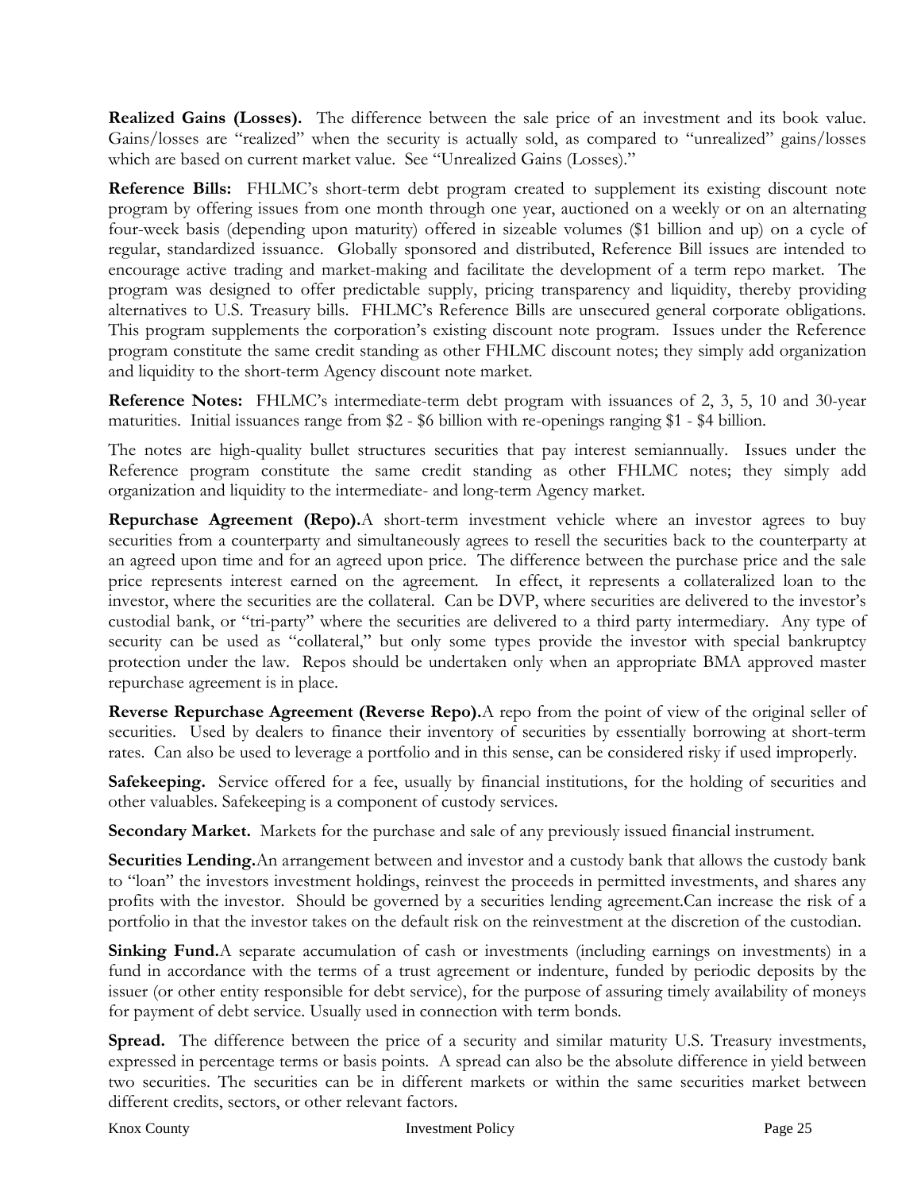**Realized Gains (Losses).** The difference between the sale price of an investment and its book value. Gains/losses are "realized" when the security is actually sold, as compared to "unrealized" gains/losses which are based on current market value. See "Unrealized Gains (Losses)."

**Reference Bills:** FHLMC's short-term debt program created to supplement its existing discount note program by offering issues from one month through one year, auctioned on a weekly or on an alternating four-week basis (depending upon maturity) offered in sizeable volumes ($1 billion and up) on a cycle of regular, standardized issuance. Globally sponsored and distributed, Reference Bill issues are intended to encourage active trading and market-making and facilitate the development of a term repo market. The program was designed to offer predictable supply, pricing transparency and liquidity, thereby providing alternatives to U.S. Treasury bills. FHLMC's Reference Bills are unsecured general corporate obligations. This program supplements the corporation's existing discount note program. Issues under the Reference program constitute the same credit standing as other FHLMC discount notes; they simply add organization and liquidity to the short-term Agency discount note market.

**Reference Notes:** FHLMC's intermediate-term debt program with issuances of 2, 3, 5, 10 and 30-year maturities. Initial issuances range from $2 - $6 billion with re-openings ranging $1 - $4 billion.

The notes are high-quality bullet structures securities that pay interest semiannually. Issues under the Reference program constitute the same credit standing as other FHLMC notes; they simply add organization and liquidity to the intermediate- and long-term Agency market.

**Repurchase Agreement (Repo).**A short-term investment vehicle where an investor agrees to buy securities from a counterparty and simultaneously agrees to resell the securities back to the counterparty at an agreed upon time and for an agreed upon price. The difference between the purchase price and the sale price represents interest earned on the agreement. In effect, it represents a collateralized loan to the investor, where the securities are the collateral. Can be DVP, where securities are delivered to the investor's custodial bank, or "tri-party" where the securities are delivered to a third party intermediary. Any type of security can be used as "collateral," but only some types provide the investor with special bankruptcy protection under the law. Repos should be undertaken only when an appropriate BMA approved master repurchase agreement is in place.

**Reverse Repurchase Agreement (Reverse Repo).**A repo from the point of view of the original seller of securities. Used by dealers to finance their inventory of securities by essentially borrowing at short-term rates. Can also be used to leverage a portfolio and in this sense, can be considered risky if used improperly.

**Safekeeping.** Service offered for a fee, usually by financial institutions, for the holding of securities and other valuables. Safekeeping is a component of custody services.

**Secondary Market.** Markets for the purchase and sale of any previously issued financial instrument.

**Securities Lending.**An arrangement between and investor and a custody bank that allows the custody bank to "loan" the investors investment holdings, reinvest the proceeds in permitted investments, and shares any profits with the investor. Should be governed by a securities lending agreement.Can increase the risk of a portfolio in that the investor takes on the default risk on the reinvestment at the discretion of the custodian.

**Sinking Fund.**A separate accumulation of cash or investments (including earnings on investments) in a fund in accordance with the terms of a trust agreement or indenture, funded by periodic deposits by the issuer (or other entity responsible for debt service), for the purpose of assuring timely availability of moneys for payment of debt service. Usually used in connection with term bonds.

**Spread.** The difference between the price of a security and similar maturity U.S. Treasury investments, expressed in percentage terms or basis points. A spread can also be the absolute difference in yield between two securities. The securities can be in different markets or within the same securities market between different credits, sectors, or other relevant factors.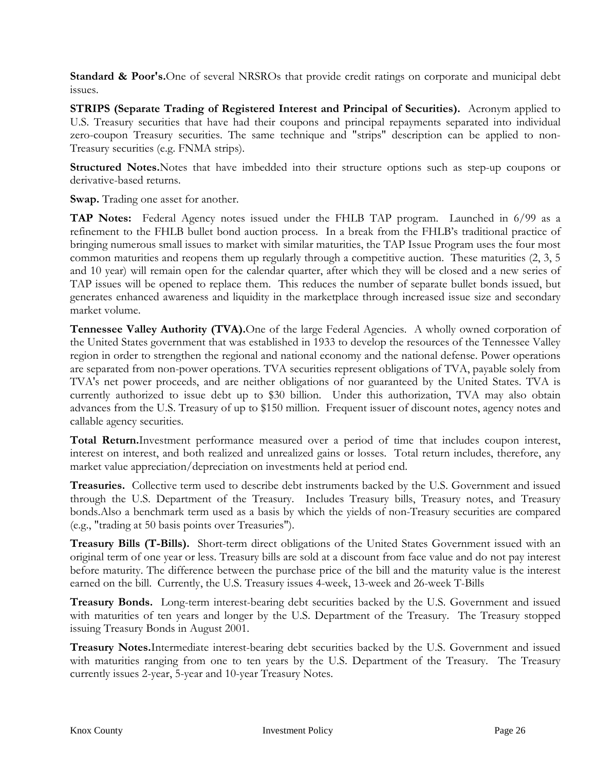**Standard & Poor's.**One of several NRSROs that provide credit ratings on corporate and municipal debt issues.

**STRIPS (Separate Trading of Registered Interest and Principal of Securities).** Acronym applied to U.S. Treasury securities that have had their coupons and principal repayments separated into individual zero-coupon Treasury securities. The same technique and "strips" description can be applied to non-Treasury securities (e.g. FNMA strips).

**Structured Notes.**Notes that have imbedded into their structure options such as step-up coupons or derivative-based returns.

**Swap.** Trading one asset for another.

**TAP Notes:** Federal Agency notes issued under the FHLB TAP program. Launched in 6/99 as a refinement to the FHLB bullet bond auction process. In a break from the FHLB's traditional practice of bringing numerous small issues to market with similar maturities, the TAP Issue Program uses the four most common maturities and reopens them up regularly through a competitive auction. These maturities (2, 3, 5 and 10 year) will remain open for the calendar quarter, after which they will be closed and a new series of TAP issues will be opened to replace them. This reduces the number of separate bullet bonds issued, but generates enhanced awareness and liquidity in the marketplace through increased issue size and secondary market volume.

**Tennessee Valley Authority (TVA).**One of the large Federal Agencies. A wholly owned corporation of the United States government that was established in 1933 to develop the resources of the Tennessee Valley region in order to strengthen the regional and national economy and the national defense. Power operations are separated from non-power operations. TVA securities represent obligations of TVA, payable solely from TVA's net power proceeds, and are neither obligations of nor guaranteed by the United States. TVA is currently authorized to issue debt up to $30 billion. Under this authorization, TVA may also obtain advances from the U.S. Treasury of up to $150 million. Frequent issuer of discount notes, agency notes and callable agency securities.

**Total Return.**Investment performance measured over a period of time that includes coupon interest, interest on interest, and both realized and unrealized gains or losses. Total return includes, therefore, any market value appreciation/depreciation on investments held at period end.

**Treasuries.** Collective term used to describe debt instruments backed by the U.S. Government and issued through the U.S. Department of the Treasury. Includes Treasury bills, Treasury notes, and Treasury bonds.Also a benchmark term used as a basis by which the yields of non-Treasury securities are compared (e.g., "trading at 50 basis points over Treasuries").

**Treasury Bills (T-Bills).** Short-term direct obligations of the United States Government issued with an original term of one year or less. Treasury bills are sold at a discount from face value and do not pay interest before maturity. The difference between the purchase price of the bill and the maturity value is the interest earned on the bill. Currently, the U.S. Treasury issues 4-week, 13-week and 26-week T-Bills

**Treasury Bonds.** Long-term interest-bearing debt securities backed by the U.S. Government and issued with maturities of ten years and longer by the U.S. Department of the Treasury. The Treasury stopped issuing Treasury Bonds in August 2001.

**Treasury Notes.**Intermediate interest-bearing debt securities backed by the U.S. Government and issued with maturities ranging from one to ten years by the U.S. Department of the Treasury. The Treasury currently issues 2-year, 5-year and 10-year Treasury Notes.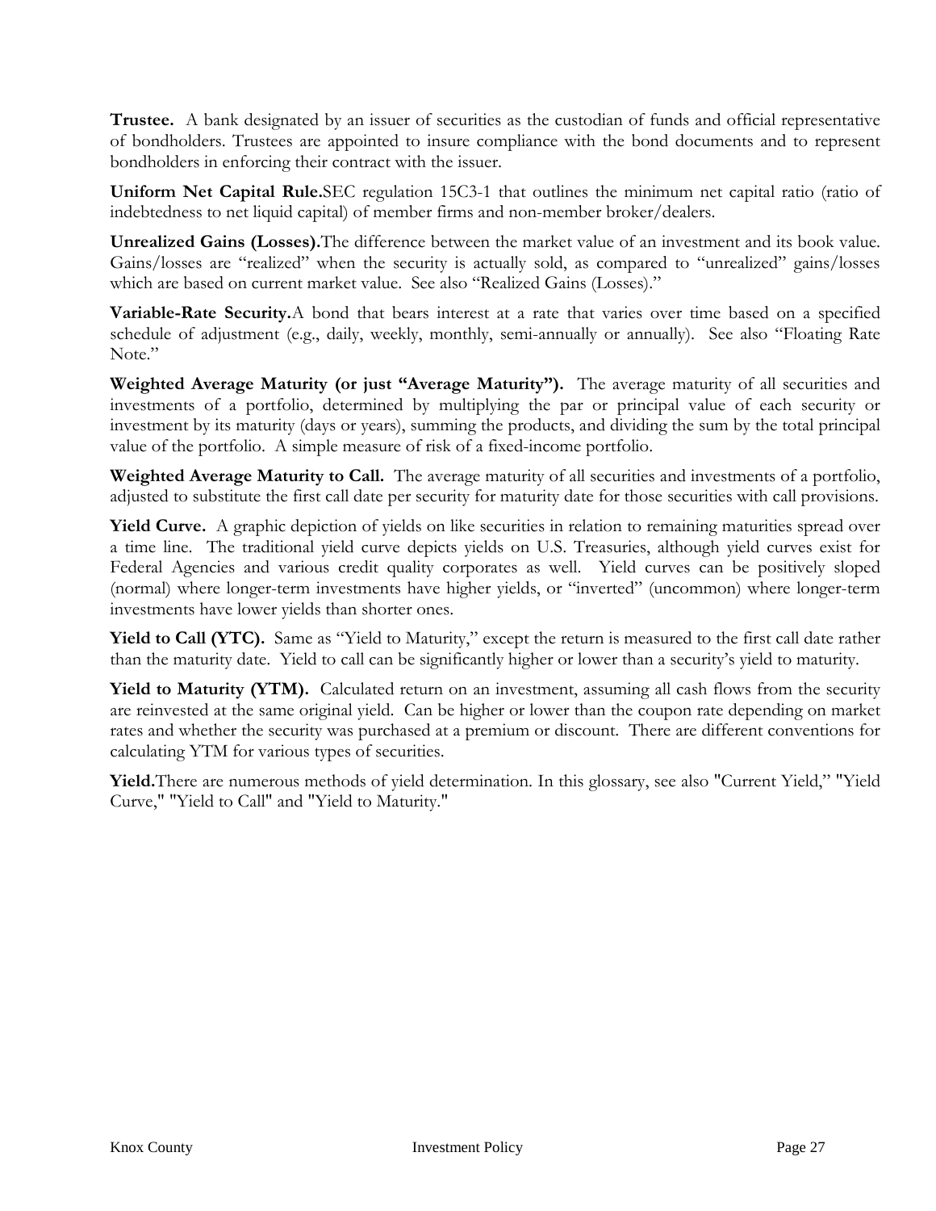**Trustee.** A bank designated by an issuer of securities as the custodian of funds and official representative of bondholders. Trustees are appointed to insure compliance with the bond documents and to represent bondholders in enforcing their contract with the issuer.

**Uniform Net Capital Rule.**SEC regulation 15C3-1 that outlines the minimum net capital ratio (ratio of indebtedness to net liquid capital) of member firms and non-member broker/dealers.

**Unrealized Gains (Losses).**The difference between the market value of an investment and its book value. Gains/losses are "realized" when the security is actually sold, as compared to "unrealized" gains/losses which are based on current market value. See also "Realized Gains (Losses)."

**Variable-Rate Security.**A bond that bears interest at a rate that varies over time based on a specified schedule of adjustment (e.g., daily, weekly, monthly, semi-annually or annually). See also "Floating Rate Note."

**Weighted Average Maturity (or just "Average Maturity").** The average maturity of all securities and investments of a portfolio, determined by multiplying the par or principal value of each security or investment by its maturity (days or years), summing the products, and dividing the sum by the total principal value of the portfolio. A simple measure of risk of a fixed-income portfolio.

**Weighted Average Maturity to Call.** The average maturity of all securities and investments of a portfolio, adjusted to substitute the first call date per security for maturity date for those securities with call provisions.

**Yield Curve.** A graphic depiction of yields on like securities in relation to remaining maturities spread over a time line. The traditional yield curve depicts yields on U.S. Treasuries, although yield curves exist for Federal Agencies and various credit quality corporates as well. Yield curves can be positively sloped (normal) where longer-term investments have higher yields, or "inverted" (uncommon) where longer-term investments have lower yields than shorter ones.

**Yield to Call (YTC).** Same as "Yield to Maturity," except the return is measured to the first call date rather than the maturity date. Yield to call can be significantly higher or lower than a security's yield to maturity.

**Yield to Maturity (YTM).** Calculated return on an investment, assuming all cash flows from the security are reinvested at the same original yield. Can be higher or lower than the coupon rate depending on market rates and whether the security was purchased at a premium or discount. There are different conventions for calculating YTM for various types of securities.

**Yield.**There are numerous methods of yield determination. In this glossary, see also "Current Yield," "Yield Curve," "Yield to Call" and "Yield to Maturity."